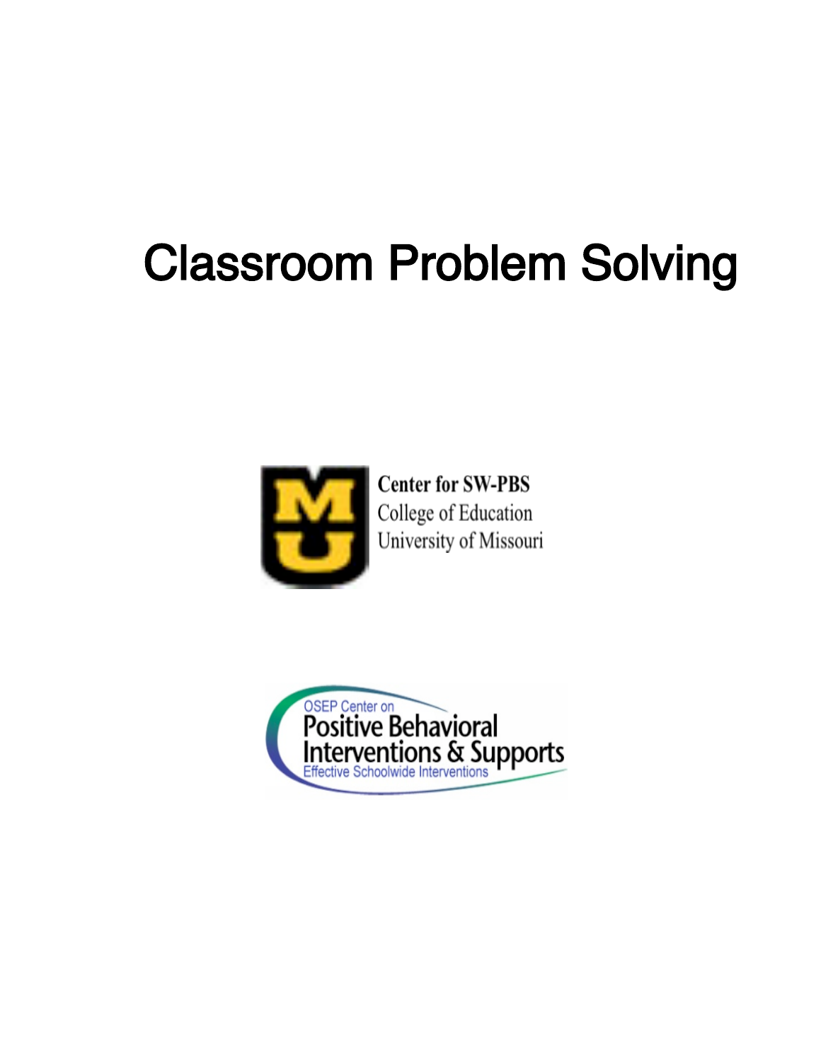# Classroom Problem Solving

**Center for SW-PBS**
College of Education
University of Missouri

OSEP Center on
Positive Behavioral
Interventions & Supports
Effective Schoolwide Interventions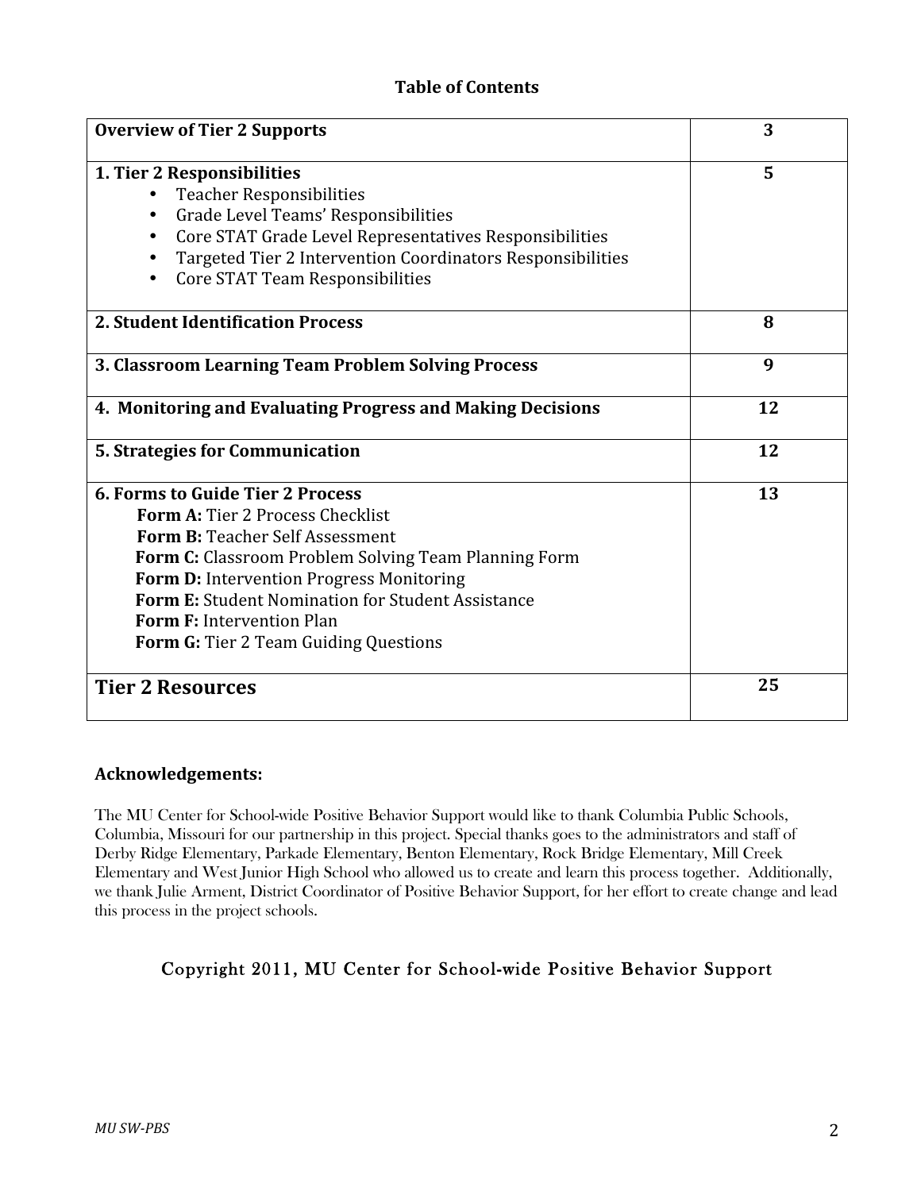## Table of Contents

| Section | Page |
|---|---|
| **Overview of Tier 2 Supports** | **3** |
| **1. Tier 2 Responsibilities**<br>• Teacher Responsibilities<br>• Grade Level Teams' Responsibilities<br>• Core STAT Grade Level Representatives Responsibilities<br>• Targeted Tier 2 Intervention Coordinators Responsibilities<br>• Core STAT Team Responsibilities | **5** |
| **2. Student Identification Process** | **8** |
| **3. Classroom Learning Team Problem Solving Process** | **9** |
| **4. Monitoring and Evaluating Progress and Making Decisions** | **12** |
| **5. Strategies for Communication** | **12** |
| **6. Forms to Guide Tier 2 Process**<br>**Form A:** Tier 2 Process Checklist<br>**Form B:** Teacher Self Assessment<br>**Form C:** Classroom Problem Solving Team Planning Form<br>**Form D:** Intervention Progress Monitoring<br>**Form E:** Student Nomination for Student Assistance<br>**Form F:** Intervention Plan<br>**Form G:** Tier 2 Team Guiding Questions | **13** |
| **Tier 2 Resources** | **25** |

### Acknowledgements:

The MU Center for School-wide Positive Behavior Support would like to thank Columbia Public Schools, Columbia, Missouri for our partnership in this project. Special thanks goes to the administrators and staff of Derby Ridge Elementary, Parkade Elementary, Benton Elementary, Rock Bridge Elementary, Mill Creek Elementary and West Junior High School who allowed us to create and learn this process together. Additionally, we thank Julie Arment, District Coordinator of Positive Behavior Support, for her effort to create change and lead this process in the project schools.

Copyright 2011, MU Center for School-wide Positive Behavior Support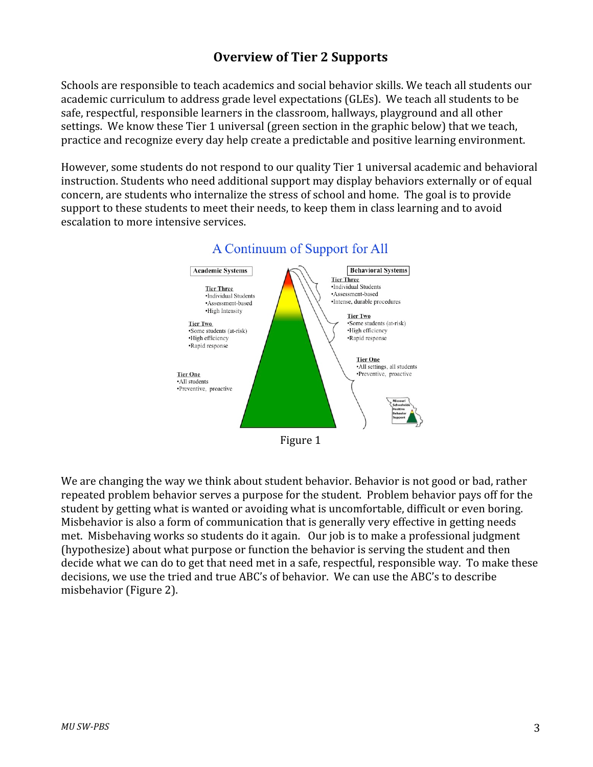## Overview of Tier 2 Supports

Schools are responsible to teach academics and social behavior skills. We teach all students our academic curriculum to address grade level expectations (GLEs). We teach all students to be safe, respectful, responsible learners in the classroom, hallways, playground and all other settings. We know these Tier 1 universal (green section in the graphic below) that we teach, practice and recognize every day help create a predictable and positive learning environment.

However, some students do not respond to our quality Tier 1 universal academic and behavioral instruction. Students who need additional support may display behaviors externally or of equal concern, are students who internalize the stress of school and home. The goal is to provide support to these students to meet their needs, to keep them in class learning and to avoid escalation to more intensive services.

A Continuum of Support for All

**Academic Systems**

Tier Three
- Individual Students
- Assessment-based
- High Intensity

Tier Two
- Some students (at-risk)
- High efficiency
- Rapid response

Tier One
- All students
- Preventive, proactive

**Behavioral Systems**

Tier Three
- Individual Students
- Assessment-based
- Intense, durable procedures

Tier Two
- Some students (at-risk)
- High efficiency
- Rapid response

Tier One
- All settings, all students
- Preventive, proactive

Missouri Schoolwide Positive Behavior Support

Figure 1

We are changing the way we think about student behavior. Behavior is not good or bad, rather repeated problem behavior serves a purpose for the student. Problem behavior pays off for the student by getting what is wanted or avoiding what is uncomfortable, difficult or even boring. Misbehavior is also a form of communication that is generally very effective in getting needs met. Misbehaving works so students do it again. Our job is to make a professional judgment (hypothesize) about what purpose or function the behavior is serving the student and then decide what we can do to get that need met in a safe, respectful, responsible way. To make these decisions, we use the tried and true ABC's of behavior. We can use the ABC's to describe misbehavior (Figure 2).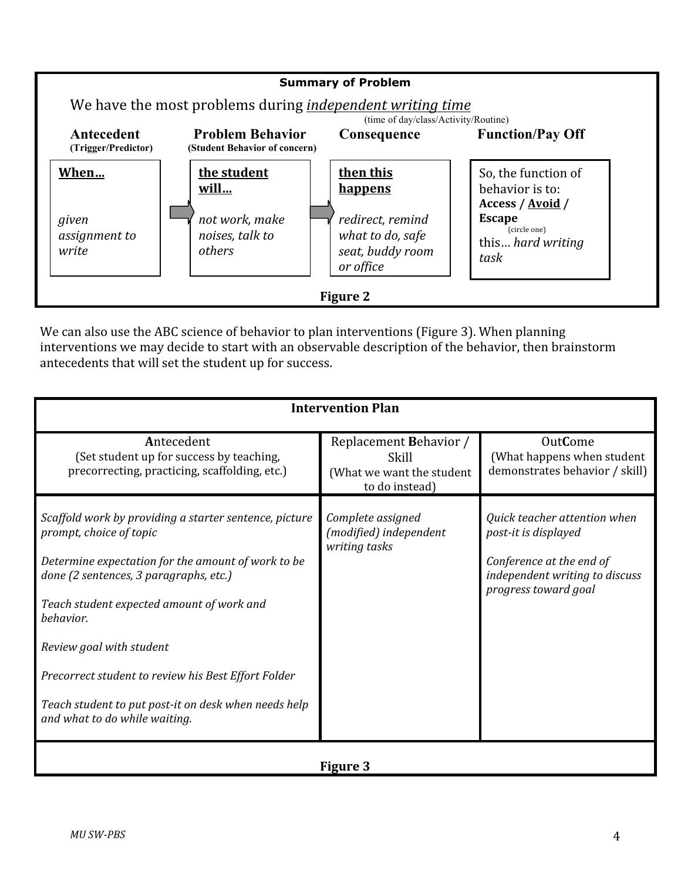**Summary of Problem**

We have the most problems during *independent writing time*
(time of day/class/Activity/Routine)

| Antecedent (Trigger/Predictor) | Problem Behavior (Student Behavior of concern) | Consequence | Function/Pay Off |
|---|---|---|---|
| **When…** *given assignment to write* | **the student will…** *not work, make noises, talk to others* | **then this happens** *redirect, remind what to do, safe seat, buddy room or office* | So, the function of behavior is to: **Access / Avoid / Escape** (circle one) this… *hard writing task* |

**Figure 2**

We can also use the ABC science of behavior to plan interventions (Figure 3). When planning interventions we may decide to start with an observable description of the behavior, then brainstorm antecedents that will set the student up for success.

**Intervention Plan**

| **A**ntecedent (Set student up for success by teaching, precorrecting, practicing, scaffolding, etc.) | Replacement **B**ehavior / Skill (What we want the student to do instead) | Out**C**ome (What happens when student demonstrates behavior / skill) |
|---|---|---|
| *Scaffold work by providing a starter sentence, picture prompt, choice of topic*<br><br>*Determine expectation for the amount of work to be done (2 sentences, 3 paragraphs, etc.)*<br><br>*Teach student expected amount of work and behavior.*<br><br>*Review goal with student*<br><br>*Precorrect student to review his Best Effort Folder*<br><br>*Teach student to put post-it on desk when needs help and what to do while waiting.* | *Complete assigned (modified) independent writing tasks* | *Quick teacher attention when post-it is displayed*<br><br>*Conference at the end of independent writing to discuss progress toward goal* |

**Figure 3**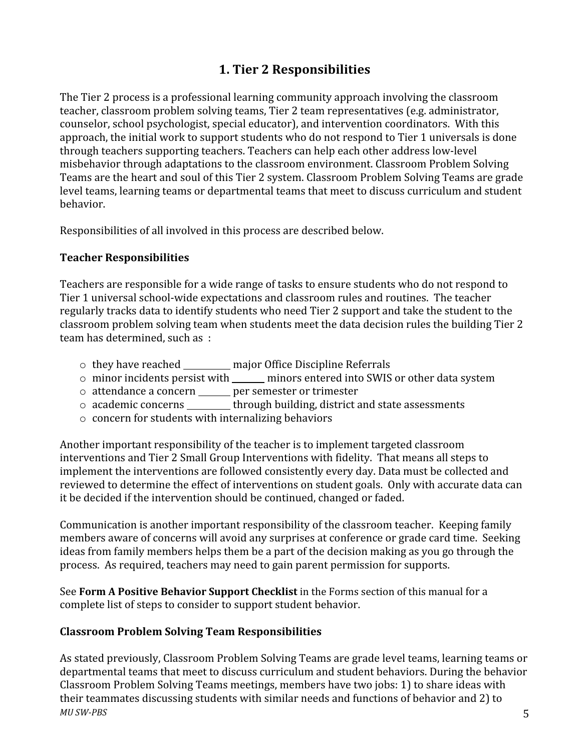# 1. Tier 2 Responsibilities

The Tier 2 process is a professional learning community approach involving the classroom teacher, classroom problem solving teams, Tier 2 team representatives (e.g. administrator, counselor, school psychologist, special educator), and intervention coordinators. With this approach, the initial work to support students who do not respond to Tier 1 universals is done through teachers supporting teachers. Teachers can help each other address low-level misbehavior through adaptations to the classroom environment. Classroom Problem Solving Teams are the heart and soul of this Tier 2 system. Classroom Problem Solving Teams are grade level teams, learning teams or departmental teams that meet to discuss curriculum and student behavior.

Responsibilities of all involved in this process are described below.

### Teacher Responsibilities

Teachers are responsible for a wide range of tasks to ensure students who do not respond to Tier 1 universal school-wide expectations and classroom rules and routines. The teacher regularly tracks data to identify students who need Tier 2 support and take the student to the classroom problem solving team when students meet the data decision rules the building Tier 2 team has determined, such as :

- they have reached __________ major Office Discipline Referrals
- minor incidents persist with _______ minors entered into SWIS or other data system
- attendance a concern _______ per semester or trimester
- academic concerns _________ through building, district and state assessments
- concern for students with internalizing behaviors

Another important responsibility of the teacher is to implement targeted classroom interventions and Tier 2 Small Group Interventions with fidelity. That means all steps to implement the interventions are followed consistently every day. Data must be collected and reviewed to determine the effect of interventions on student goals. Only with accurate data can it be decided if the intervention should be continued, changed or faded.

Communication is another important responsibility of the classroom teacher. Keeping family members aware of concerns will avoid any surprises at conference or grade card time. Seeking ideas from family members helps them be a part of the decision making as you go through the process. As required, teachers may need to gain parent permission for supports.

See **Form A Positive Behavior Support Checklist** in the Forms section of this manual for a complete list of steps to consider to support student behavior.

### Classroom Problem Solving Team Responsibilities

As stated previously, Classroom Problem Solving Teams are grade level teams, learning teams or departmental teams that meet to discuss curriculum and student behaviors. During the behavior Classroom Problem Solving Teams meetings, members have two jobs: 1) to share ideas with their teammates discussing students with similar needs and functions of behavior and 2) to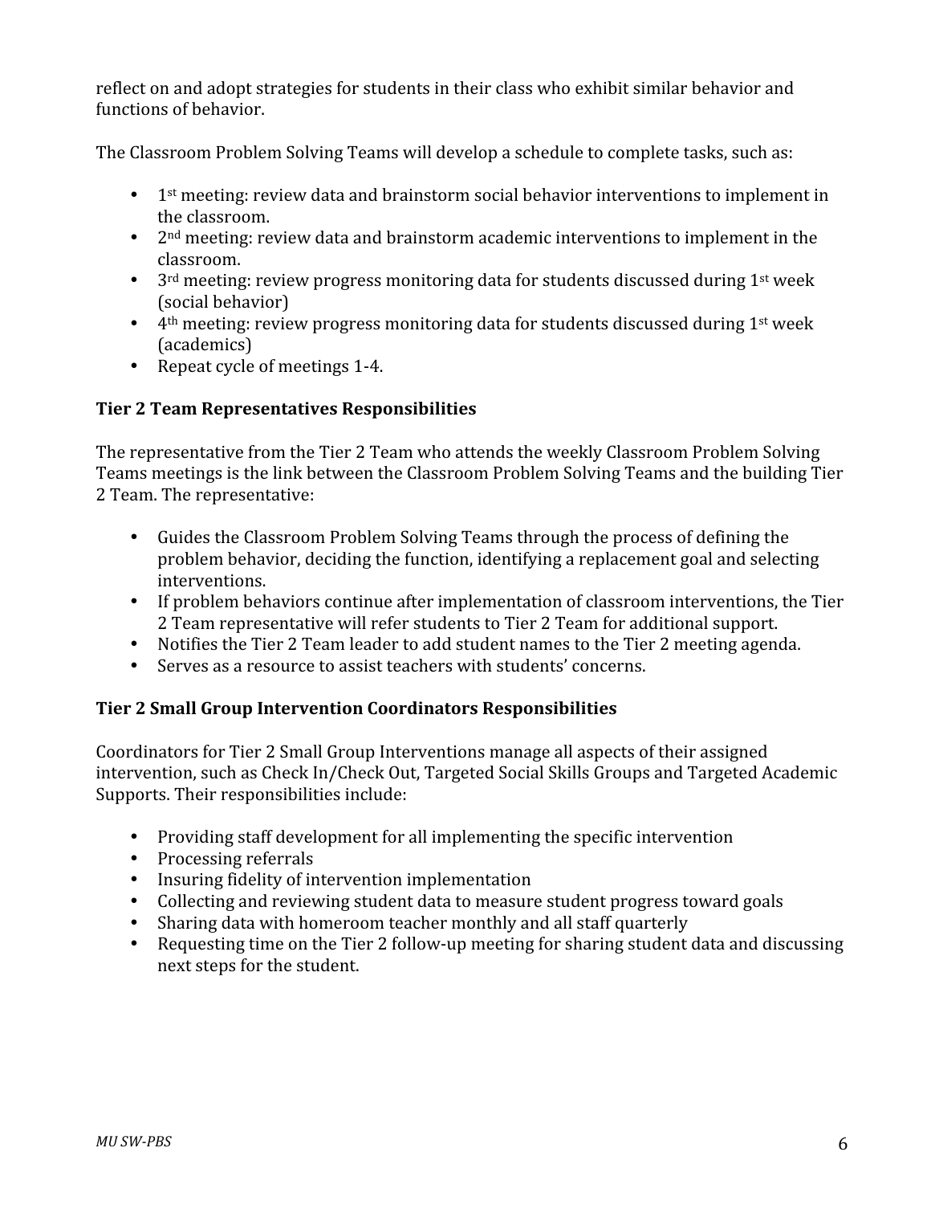reflect on and adopt strategies for students in their class who exhibit similar behavior and functions of behavior.

The Classroom Problem Solving Teams will develop a schedule to complete tasks, such as:

- 1st meeting: review data and brainstorm social behavior interventions to implement in the classroom.
- 2nd meeting: review data and brainstorm academic interventions to implement in the classroom.
- 3rd meeting: review progress monitoring data for students discussed during 1st week (social behavior)
- 4th meeting: review progress monitoring data for students discussed during 1st week (academics)
- Repeat cycle of meetings 1-4.

### Tier 2 Team Representatives Responsibilities

The representative from the Tier 2 Team who attends the weekly Classroom Problem Solving Teams meetings is the link between the Classroom Problem Solving Teams and the building Tier 2 Team. The representative:

- Guides the Classroom Problem Solving Teams through the process of defining the problem behavior, deciding the function, identifying a replacement goal and selecting interventions.
- If problem behaviors continue after implementation of classroom interventions, the Tier 2 Team representative will refer students to Tier 2 Team for additional support.
- Notifies the Tier 2 Team leader to add student names to the Tier 2 meeting agenda.
- Serves as a resource to assist teachers with students' concerns.

### Tier 2 Small Group Intervention Coordinators Responsibilities

Coordinators for Tier 2 Small Group Interventions manage all aspects of their assigned intervention, such as Check In/Check Out, Targeted Social Skills Groups and Targeted Academic Supports. Their responsibilities include:

- Providing staff development for all implementing the specific intervention
- Processing referrals
- Insuring fidelity of intervention implementation
- Collecting and reviewing student data to measure student progress toward goals
- Sharing data with homeroom teacher monthly and all staff quarterly
- Requesting time on the Tier 2 follow-up meeting for sharing student data and discussing next steps for the student.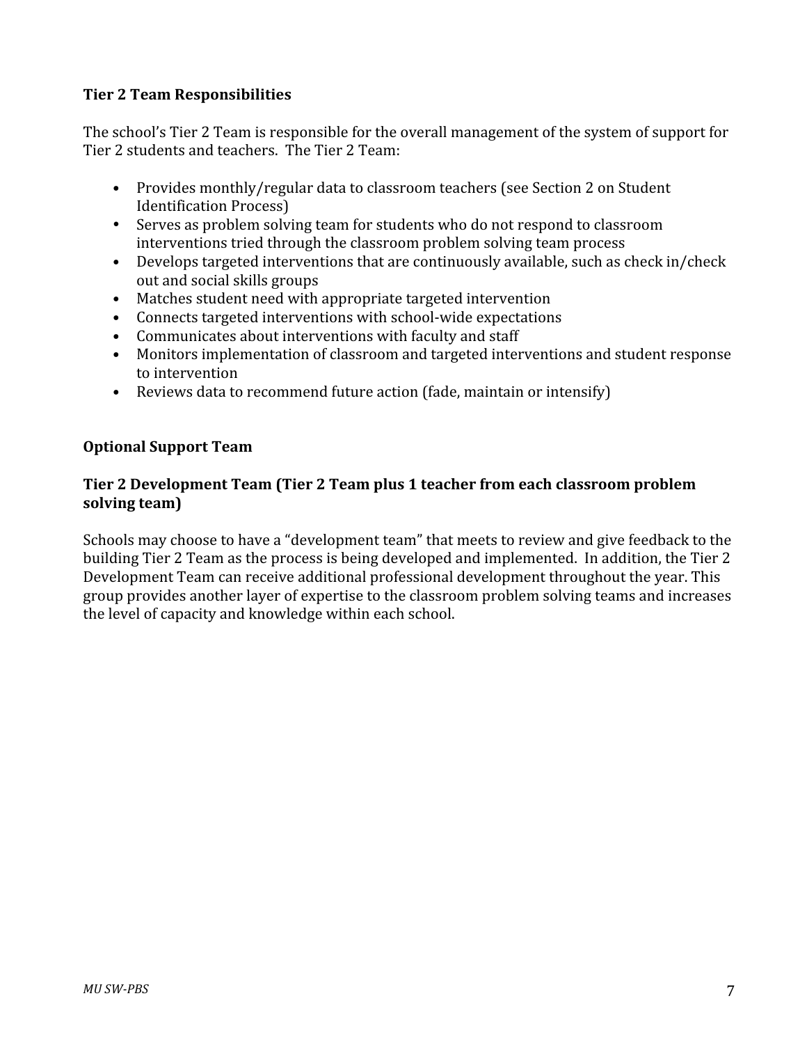**Tier 2 Team Responsibilities**

The school's Tier 2 Team is responsible for the overall management of the system of support for Tier 2 students and teachers. The Tier 2 Team:

- Provides monthly/regular data to classroom teachers (see Section 2 on Student Identification Process)
- Serves as problem solving team for students who do not respond to classroom interventions tried through the classroom problem solving team process
- Develops targeted interventions that are continuously available, such as check in/check out and social skills groups
- Matches student need with appropriate targeted intervention
- Connects targeted interventions with school-wide expectations
- Communicates about interventions with faculty and staff
- Monitors implementation of classroom and targeted interventions and student response to intervention
- Reviews data to recommend future action (fade, maintain or intensify)

**Optional Support Team**

**Tier 2 Development Team (Tier 2 Team plus 1 teacher from each classroom problem solving team)**

Schools may choose to have a "development team" that meets to review and give feedback to the building Tier 2 Team as the process is being developed and implemented. In addition, the Tier 2 Development Team can receive additional professional development throughout the year. This group provides another layer of expertise to the classroom problem solving teams and increases the level of capacity and knowledge within each school.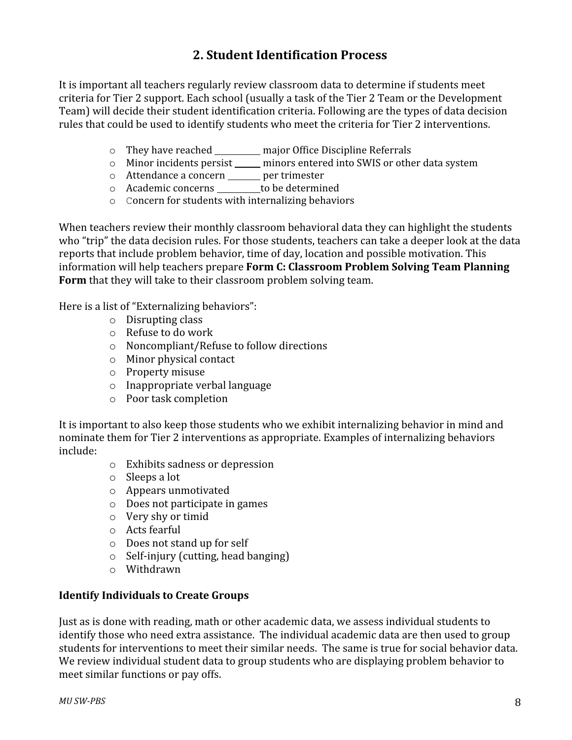## 2. Student Identification Process

It is important all teachers regularly review classroom data to determine if students meet criteria for Tier 2 support. Each school (usually a task of the Tier 2 Team or the Development Team) will decide their student identification criteria. Following are the types of data decision rules that could be used to identify students who meet the criteria for Tier 2 interventions.

- They have reached __________ major Office Discipline Referrals
- Minor incidents persist ______ minors entered into SWIS or other data system
- Attendance a concern _______ per trimester
- Academic concerns __________to be determined
- Concern for students with internalizing behaviors

When teachers review their monthly classroom behavioral data they can highlight the students who "trip" the data decision rules. For those students, teachers can take a deeper look at the data reports that include problem behavior, time of day, location and possible motivation. This information will help teachers prepare **Form C: Classroom Problem Solving Team Planning Form** that they will take to their classroom problem solving team.

Here is a list of "Externalizing behaviors":

- Disrupting class
- Refuse to do work
- Noncompliant/Refuse to follow directions
- Minor physical contact
- Property misuse
- Inappropriate verbal language
- Poor task completion

It is important to also keep those students who we exhibit internalizing behavior in mind and nominate them for Tier 2 interventions as appropriate. Examples of internalizing behaviors include:

- Exhibits sadness or depression
- Sleeps a lot
- Appears unmotivated
- Does not participate in games
- Very shy or timid
- Acts fearful
- Does not stand up for self
- Self-injury (cutting, head banging)
- Withdrawn

### Identify Individuals to Create Groups

Just as is done with reading, math or other academic data, we assess individual students to identify those who need extra assistance. The individual academic data are then used to group students for interventions to meet their similar needs. The same is true for social behavior data. We review individual student data to group students who are displaying problem behavior to meet similar functions or pay offs.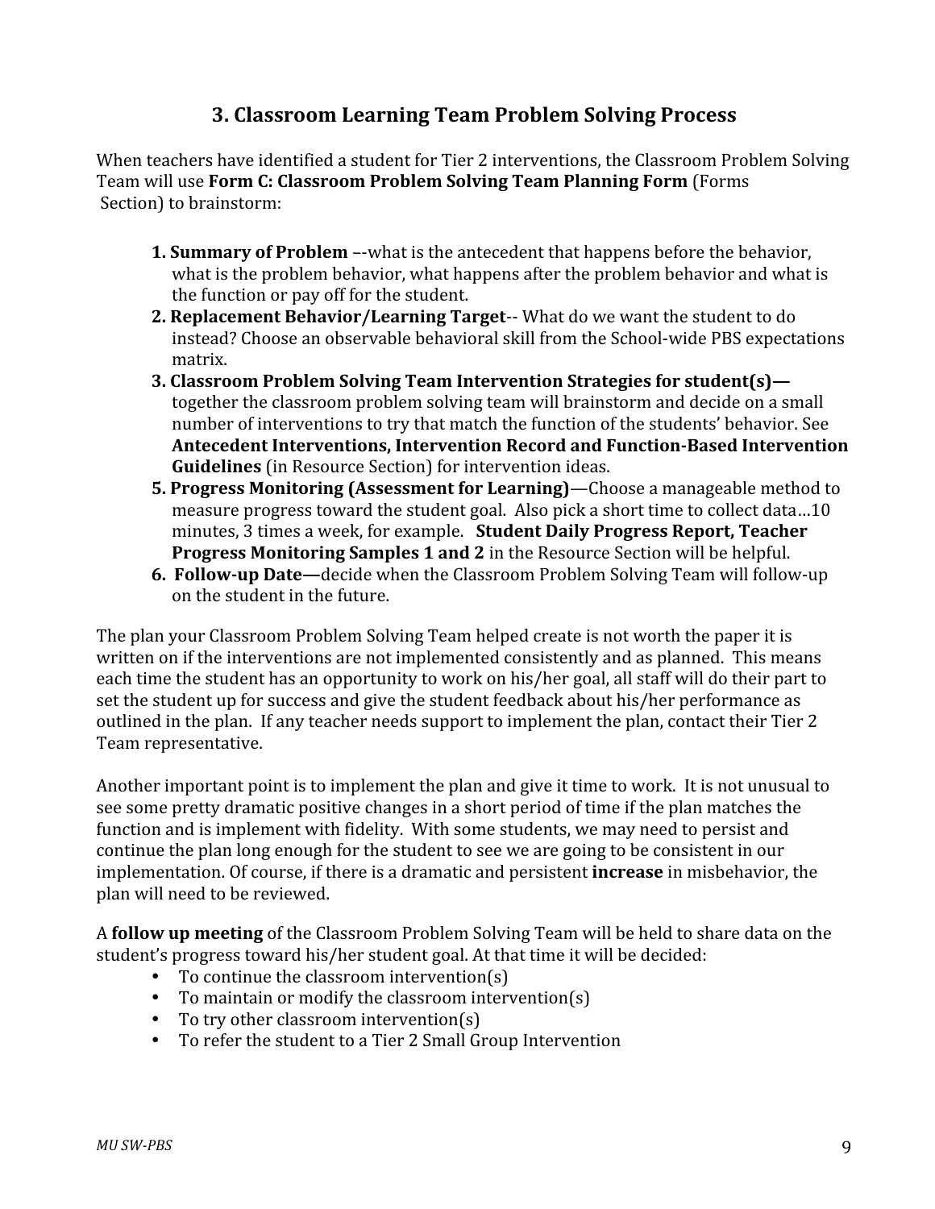## 3. Classroom Learning Team Problem Solving Process

When teachers have identified a student for Tier 2 interventions, the Classroom Problem Solving Team will use **Form C: Classroom Problem Solving Team Planning Form** (Forms Section) to brainstorm:

1. **Summary of Problem** –-what is the antecedent that happens before the behavior, what is the problem behavior, what happens after the problem behavior and what is the function or pay off for the student.
2. **Replacement Behavior/Learning Target**-- What do we want the student to do instead? Choose an observable behavioral skill from the School-wide PBS expectations matrix.
3. **Classroom Problem Solving Team Intervention Strategies for student(s)—** together the classroom problem solving team will brainstorm and decide on a small number of interventions to try that match the function of the students' behavior. See **Antecedent Interventions, Intervention Record and Function-Based Intervention Guidelines** (in Resource Section) for intervention ideas.
5. **Progress Monitoring (Assessment for Learning)**—Choose a manageable method to measure progress toward the student goal. Also pick a short time to collect data…10 minutes, 3 times a week, for example. **Student Daily Progress Report, Teacher Progress Monitoring Samples 1 and 2** in the Resource Section will be helpful.
6. **Follow-up Date—**decide when the Classroom Problem Solving Team will follow-up on the student in the future.

The plan your Classroom Problem Solving Team helped create is not worth the paper it is written on if the interventions are not implemented consistently and as planned. This means each time the student has an opportunity to work on his/her goal, all staff will do their part to set the student up for success and give the student feedback about his/her performance as outlined in the plan. If any teacher needs support to implement the plan, contact their Tier 2 Team representative.

Another important point is to implement the plan and give it time to work. It is not unusual to see some pretty dramatic positive changes in a short period of time if the plan matches the function and is implement with fidelity. With some students, we may need to persist and continue the plan long enough for the student to see we are going to be consistent in our implementation. Of course, if there is a dramatic and persistent **increase** in misbehavior, the plan will need to be reviewed.

A **follow up meeting** of the Classroom Problem Solving Team will be held to share data on the student's progress toward his/her student goal. At that time it will be decided:

- To continue the classroom intervention(s)
- To maintain or modify the classroom intervention(s)
- To try other classroom intervention(s)
- To refer the student to a Tier 2 Small Group Intervention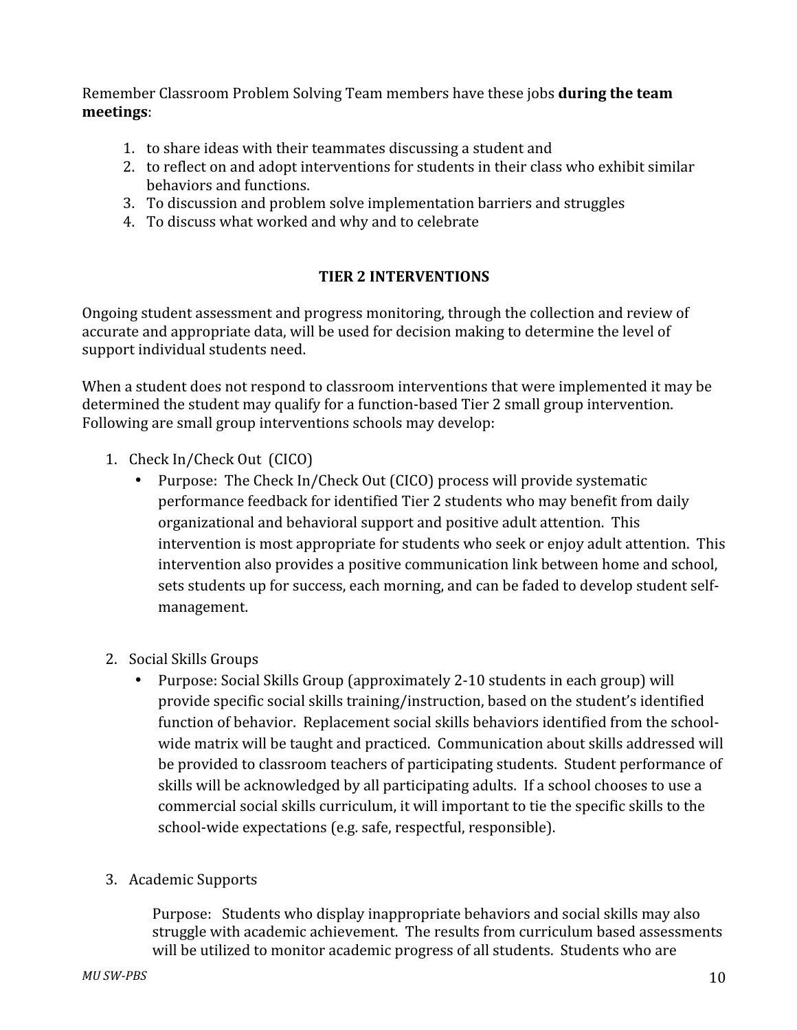Remember Classroom Problem Solving Team members have these jobs **during the team meetings**:

1. to share ideas with their teammates discussing a student and
2. to reflect on and adopt interventions for students in their class who exhibit similar behaviors and functions.
3. To discussion and problem solve implementation barriers and struggles
4. To discuss what worked and why and to celebrate

## TIER 2 INTERVENTIONS

Ongoing student assessment and progress monitoring, through the collection and review of accurate and appropriate data, will be used for decision making to determine the level of support individual students need.

When a student does not respond to classroom interventions that were implemented it may be determined the student may qualify for a function-based Tier 2 small group intervention. Following are small group interventions schools may develop:

1. Check In/Check Out (CICO)
   - Purpose: The Check In/Check Out (CICO) process will provide systematic performance feedback for identified Tier 2 students who may benefit from daily organizational and behavioral support and positive adult attention. This intervention is most appropriate for students who seek or enjoy adult attention. This intervention also provides a positive communication link between home and school, sets students up for success, each morning, and can be faded to develop student self-management.

2. Social Skills Groups
   - Purpose: Social Skills Group (approximately 2-10 students in each group) will provide specific social skills training/instruction, based on the student's identified function of behavior. Replacement social skills behaviors identified from the school-wide matrix will be taught and practiced. Communication about skills addressed will be provided to classroom teachers of participating students. Student performance of skills will be acknowledged by all participating adults. If a school chooses to use a commercial social skills curriculum, it will important to tie the specific skills to the school-wide expectations (e.g. safe, respectful, responsible).

3. Academic Supports

   Purpose: Students who display inappropriate behaviors and social skills may also struggle with academic achievement. The results from curriculum based assessments will be utilized to monitor academic progress of all students. Students who are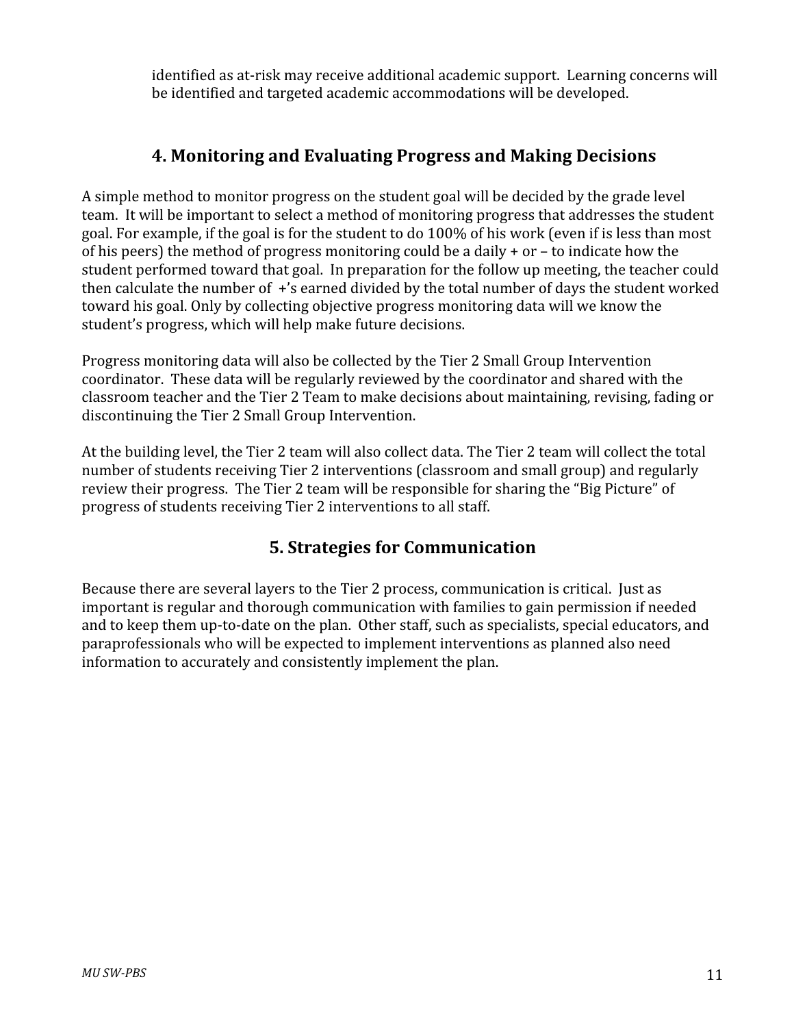identified as at-risk may receive additional academic support. Learning concerns will be identified and targeted academic accommodations will be developed.

## 4. Monitoring and Evaluating Progress and Making Decisions

A simple method to monitor progress on the student goal will be decided by the grade level team. It will be important to select a method of monitoring progress that addresses the student goal. For example, if the goal is for the student to do 100% of his work (even if is less than most of his peers) the method of progress monitoring could be a daily + or – to indicate how the student performed toward that goal. In preparation for the follow up meeting, the teacher could then calculate the number of +'s earned divided by the total number of days the student worked toward his goal. Only by collecting objective progress monitoring data will we know the student's progress, which will help make future decisions.

Progress monitoring data will also be collected by the Tier 2 Small Group Intervention coordinator. These data will be regularly reviewed by the coordinator and shared with the classroom teacher and the Tier 2 Team to make decisions about maintaining, revising, fading or discontinuing the Tier 2 Small Group Intervention.

At the building level, the Tier 2 team will also collect data. The Tier 2 team will collect the total number of students receiving Tier 2 interventions (classroom and small group) and regularly review their progress. The Tier 2 team will be responsible for sharing the "Big Picture" of progress of students receiving Tier 2 interventions to all staff.

## 5. Strategies for Communication

Because there are several layers to the Tier 2 process, communication is critical. Just as important is regular and thorough communication with families to gain permission if needed and to keep them up-to-date on the plan. Other staff, such as specialists, special educators, and paraprofessionals who will be expected to implement interventions as planned also need information to accurately and consistently implement the plan.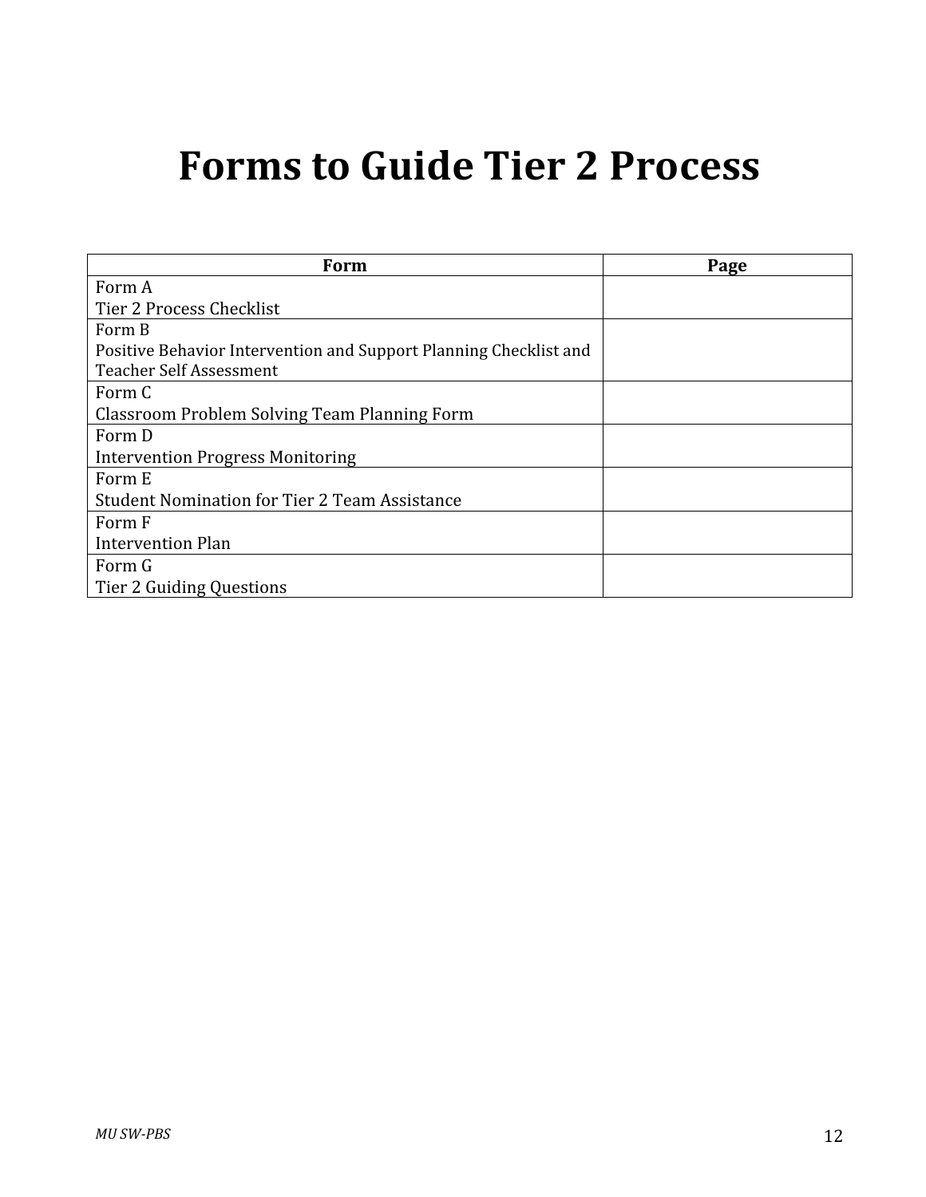# Forms to Guide Tier 2 Process

| Form | Page |
|---|---|
| Form A<br>Tier 2 Process Checklist | |
| Form B<br>Positive Behavior Intervention and Support Planning Checklist and Teacher Self Assessment | |
| Form C<br>Classroom Problem Solving Team Planning Form | |
| Form D<br>Intervention Progress Monitoring | |
| Form E<br>Student Nomination for Tier 2 Team Assistance | |
| Form F<br>Intervention Plan | |
| Form G<br>Tier 2 Guiding Questions | |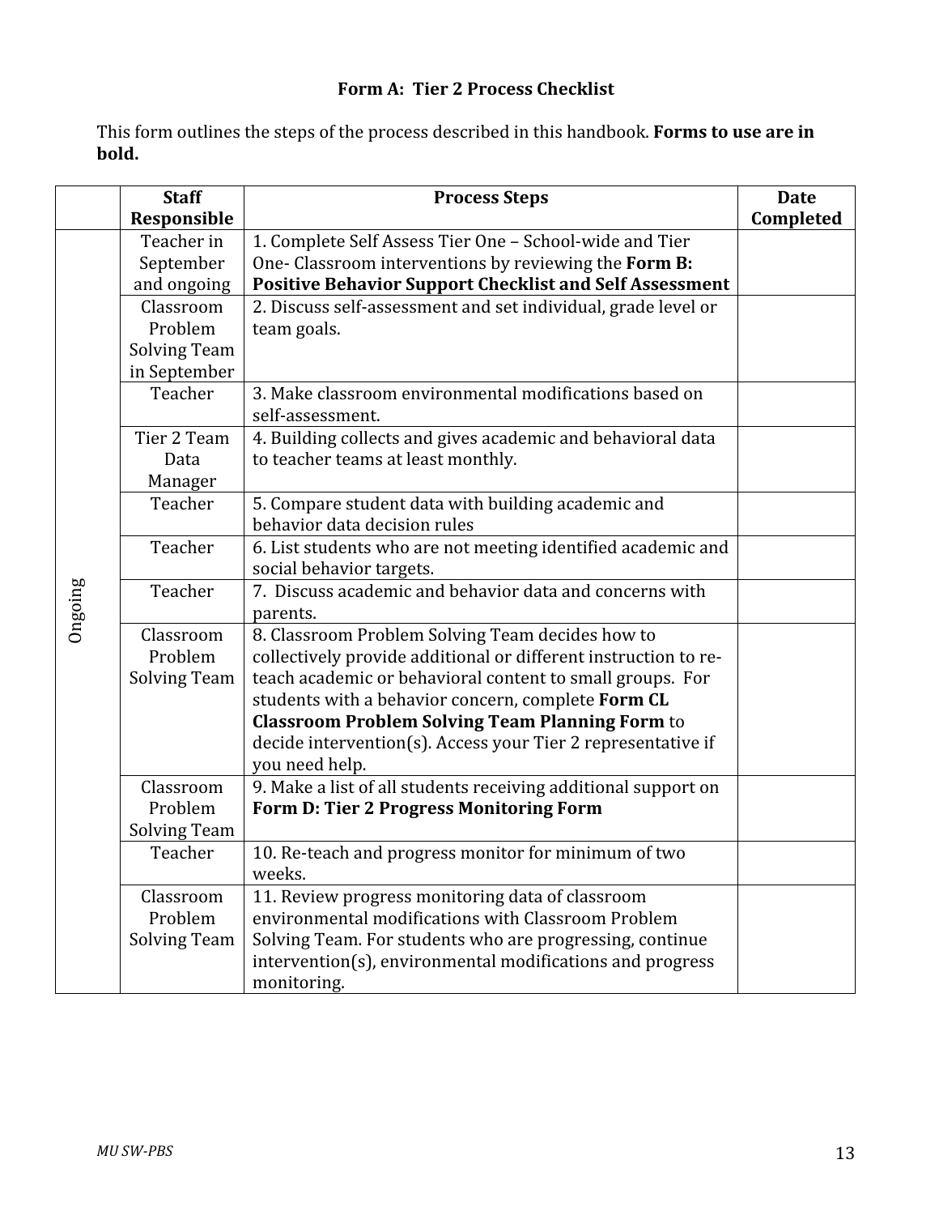### Form A: Tier 2 Process Checklist

This form outlines the steps of the process described in this handbook. **Forms to use are in bold.**

| | Staff Responsible | Process Steps | Date Completed |
|---|---|---|---|
| Ongoing | Teacher in September and ongoing | 1. Complete Self Assess Tier One – School-wide and Tier One- Classroom interventions by reviewing the **Form B: Positive Behavior Support Checklist and Self Assessment** | |
| | Classroom Problem Solving Team in September | 2. Discuss self-assessment and set individual, grade level or team goals. | |
| | Teacher | 3. Make classroom environmental modifications based on self-assessment. | |
| | Tier 2 Team Data Manager | 4. Building collects and gives academic and behavioral data to teacher teams at least monthly. | |
| | Teacher | 5. Compare student data with building academic and behavior data decision rules | |
| | Teacher | 6. List students who are not meeting identified academic and social behavior targets. | |
| | Teacher | 7. Discuss academic and behavior data and concerns with parents. | |
| | Classroom Problem Solving Team | 8. Classroom Problem Solving Team decides how to collectively provide additional or different instruction to re-teach academic or behavioral content to small groups. For students with a behavior concern, complete **Form CL Classroom Problem Solving Team Planning Form** to decide intervention(s). Access your Tier 2 representative if you need help. | |
| | Classroom Problem Solving Team | 9. Make a list of all students receiving additional support on **Form D: Tier 2 Progress Monitoring Form** | |
| | Teacher | 10. Re-teach and progress monitor for minimum of two weeks. | |
| | Classroom Problem Solving Team | 11. Review progress monitoring data of classroom environmental modifications with Classroom Problem Solving Team. For students who are progressing, continue intervention(s), environmental modifications and progress monitoring. | |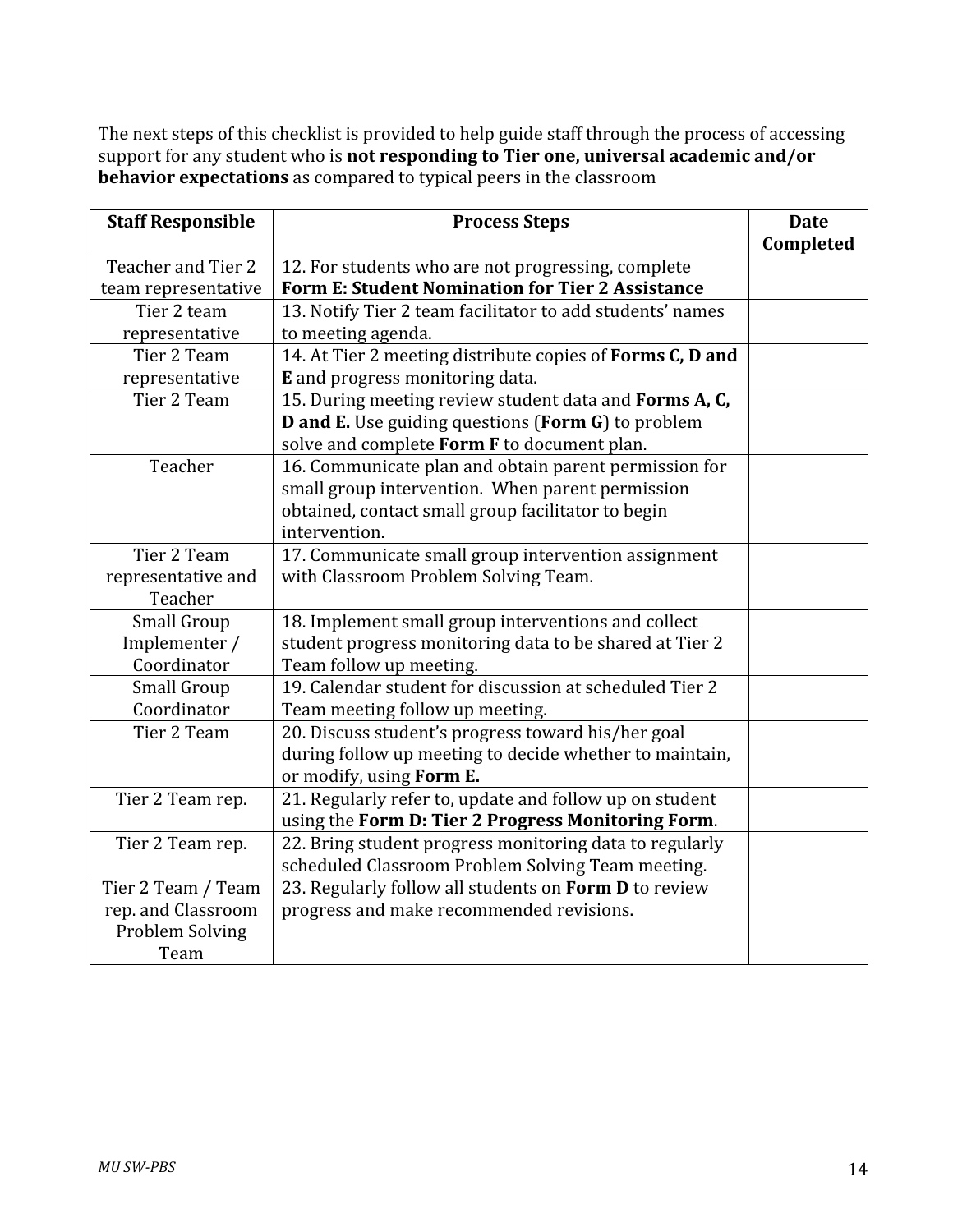The next steps of this checklist is provided to help guide staff through the process of accessing support for any student who is **not responding to Tier one, universal academic and/or behavior expectations** as compared to typical peers in the classroom

| Staff Responsible | Process Steps | Date Completed |
|---|---|---|
| Teacher and Tier 2 team representative | 12. For students who are not progressing, complete **Form E: Student Nomination for Tier 2 Assistance** | |
| Tier 2 team representative | 13. Notify Tier 2 team facilitator to add students' names to meeting agenda. | |
| Tier 2 Team representative | 14. At Tier 2 meeting distribute copies of **Forms C, D and E** and progress monitoring data. | |
| Tier 2 Team | 15. During meeting review student data and **Forms A, C, D and E.** Use guiding questions (**Form G**) to problem solve and complete **Form F** to document plan. | |
| Teacher | 16. Communicate plan and obtain parent permission for small group intervention. When parent permission obtained, contact small group facilitator to begin intervention. | |
| Tier 2 Team representative and Teacher | 17. Communicate small group intervention assignment with Classroom Problem Solving Team. | |
| Small Group Implementer / Coordinator | 18. Implement small group interventions and collect student progress monitoring data to be shared at Tier 2 Team follow up meeting. | |
| Small Group Coordinator | 19. Calendar student for discussion at scheduled Tier 2 Team meeting follow up meeting. | |
| Tier 2 Team | 20. Discuss student's progress toward his/her goal during follow up meeting to decide whether to maintain, or modify, using **Form E.** | |
| Tier 2 Team rep. | 21. Regularly refer to, update and follow up on student using the **Form D: Tier 2 Progress Monitoring Form**. | |
| Tier 2 Team rep. | 22. Bring student progress monitoring data to regularly scheduled Classroom Problem Solving Team meeting. | |
| Tier 2 Team / Team rep. and Classroom Problem Solving Team | 23. Regularly follow all students on **Form D** to review progress and make recommended revisions. | |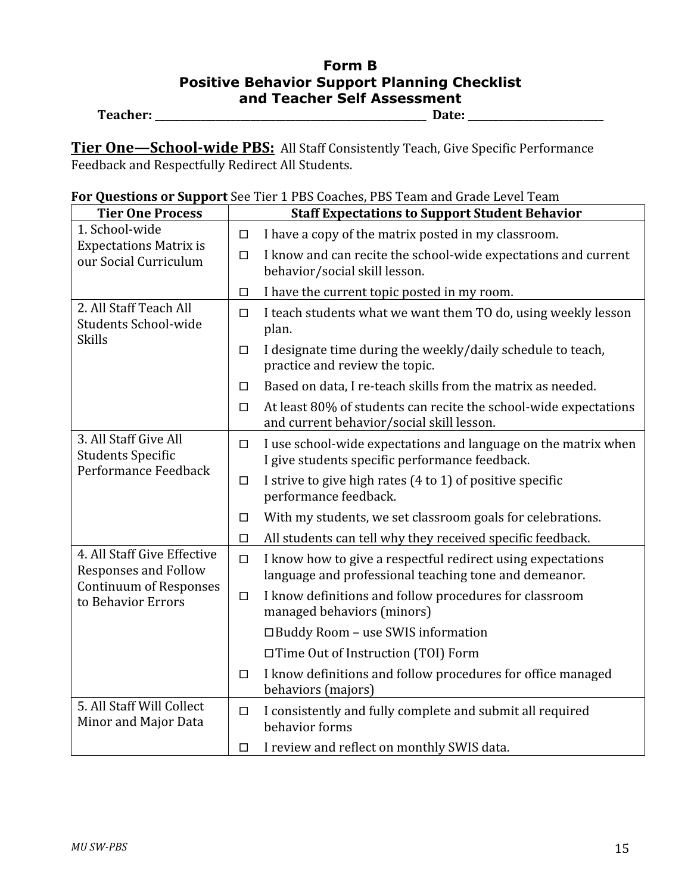# Form B
## Positive Behavior Support Planning Checklist and Teacher Self Assessment

**Teacher:** ______________________________ **Date:** ________________

**Tier One—School-wide PBS:** All Staff Consistently Teach, Give Specific Performance Feedback and Respectfully Redirect All Students.

**For Questions or Support** See Tier 1 PBS Coaches, PBS Team and Grade Level Team

| Tier One Process | Staff Expectations to Support Student Behavior |
|---|---|
| 1. School-wide Expectations Matrix is our Social Curriculum | ☐ I have a copy of the matrix posted in my classroom.<br>☐ I know and can recite the school-wide expectations and current behavior/social skill lesson.<br>☐ I have the current topic posted in my room. |
| 2. All Staff Teach All Students School-wide Skills | ☐ I teach students what we want them TO do, using weekly lesson plan.<br>☐ I designate time during the weekly/daily schedule to teach, practice and review the topic.<br>☐ Based on data, I re-teach skills from the matrix as needed.<br>☐ At least 80% of students can recite the school-wide expectations and current behavior/social skill lesson. |
| 3. All Staff Give All Students Specific Performance Feedback | ☐ I use school-wide expectations and language on the matrix when I give students specific performance feedback.<br>☐ I strive to give high rates (4 to 1) of positive specific performance feedback.<br>☐ With my students, we set classroom goals for celebrations.<br>☐ All students can tell why they received specific feedback. |
| 4. All Staff Give Effective Responses and Follow Continuum of Responses to Behavior Errors | ☐ I know how to give a respectful redirect using expectations language and professional teaching tone and demeanor.<br>☐ I know definitions and follow procedures for classroom managed behaviors (minors)<br>☐ Buddy Room – use SWIS information<br>☐ Time Out of Instruction (TOI) Form<br>☐ I know definitions and follow procedures for office managed behaviors (majors) |
| 5. All Staff Will Collect Minor and Major Data | ☐ I consistently and fully complete and submit all required behavior forms<br>☐ I review and reflect on monthly SWIS data. |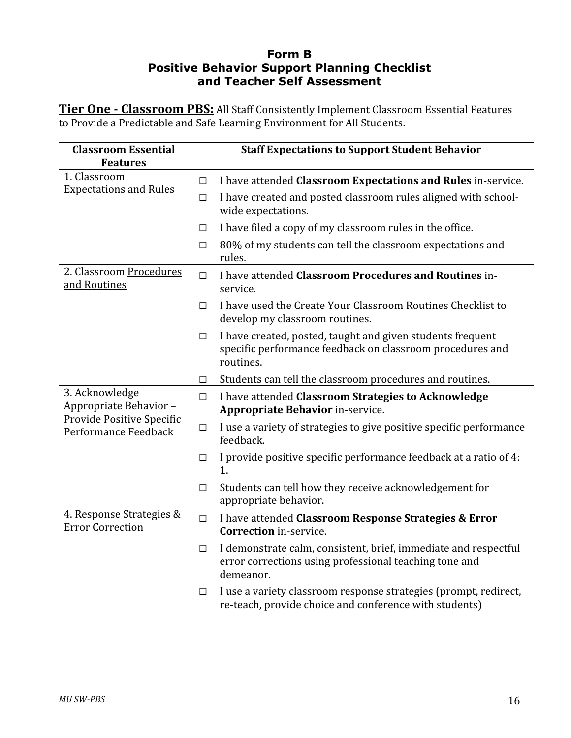**Form B**
**Positive Behavior Support Planning Checklist and Teacher Self Assessment**

**Tier One - Classroom PBS:** All Staff Consistently Implement Classroom Essential Features to Provide a Predictable and Safe Learning Environment for All Students.

| Classroom Essential Features | Staff Expectations to Support Student Behavior |
| --- | --- |
| 1. Classroom Expectations and Rules | ☐ I have attended **Classroom Expectations and Rules** in-service.<br>☐ I have created and posted classroom rules aligned with school-wide expectations.<br>☐ I have filed a copy of my classroom rules in the office.<br>☐ 80% of my students can tell the classroom expectations and rules. |
| 2. Classroom Procedures and Routines | ☐ I have attended **Classroom Procedures and Routines** in-service.<br>☐ I have used the Create Your Classroom Routines Checklist to develop my classroom routines.<br>☐ I have created, posted, taught and given students frequent specific performance feedback on classroom procedures and routines.<br>☐ Students can tell the classroom procedures and routines. |
| 3. Acknowledge Appropriate Behavior – Provide Positive Specific Performance Feedback | ☐ I have attended **Classroom Strategies to Acknowledge Appropriate Behavior** in-service.<br>☐ I use a variety of strategies to give positive specific performance feedback.<br>☐ I provide positive specific performance feedback at a ratio of 4: 1.<br>☐ Students can tell how they receive acknowledgement for appropriate behavior. |
| 4. Response Strategies & Error Correction | ☐ I have attended **Classroom Response Strategies & Error Correction** in-service.<br>☐ I demonstrate calm, consistent, brief, immediate and respectful error corrections using professional teaching tone and demeanor.<br>☐ I use a variety classroom response strategies (prompt, redirect, re-teach, provide choice and conference with students) |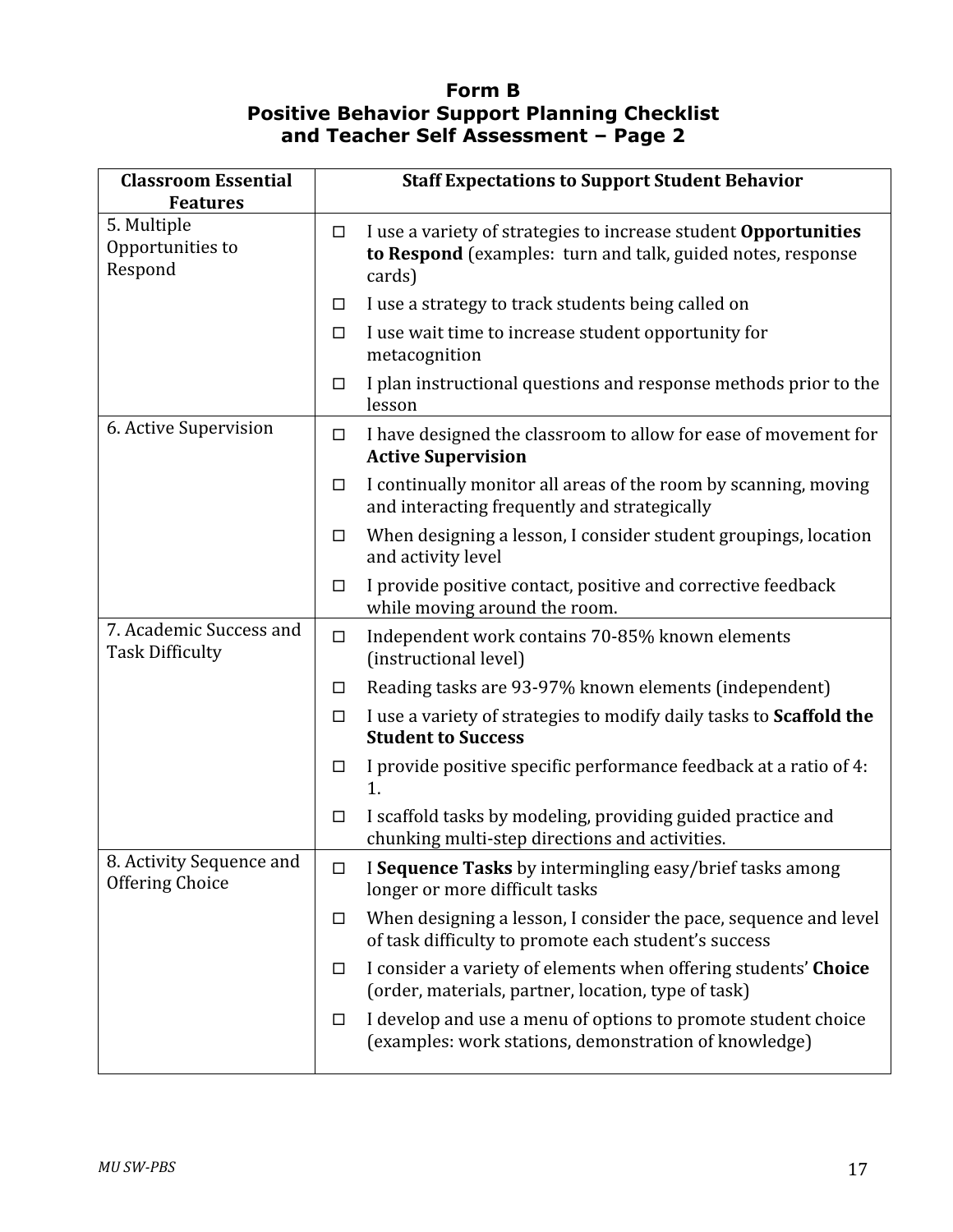# Form B
# Positive Behavior Support Planning Checklist and Teacher Self Assessment – Page 2

| Classroom Essential Features | Staff Expectations to Support Student Behavior |
|---|---|
| 5. Multiple Opportunities to Respond | ☐ I use a variety of strategies to increase student **Opportunities to Respond** (examples: turn and talk, guided notes, response cards) |
| | ☐ I use a strategy to track students being called on |
| | ☐ I use wait time to increase student opportunity for metacognition |
| | ☐ I plan instructional questions and response methods prior to the lesson |
| 6. Active Supervision | ☐ I have designed the classroom to allow for ease of movement for **Active Supervision** |
| | ☐ I continually monitor all areas of the room by scanning, moving and interacting frequently and strategically |
| | ☐ When designing a lesson, I consider student groupings, location and activity level |
| | ☐ I provide positive contact, positive and corrective feedback while moving around the room. |
| 7. Academic Success and Task Difficulty | ☐ Independent work contains 70-85% known elements (instructional level) |
| | ☐ Reading tasks are 93-97% known elements (independent) |
| | ☐ I use a variety of strategies to modify daily tasks to **Scaffold the Student to Success** |
| | ☐ I provide positive specific performance feedback at a ratio of 4: 1. |
| | ☐ I scaffold tasks by modeling, providing guided practice and chunking multi-step directions and activities. |
| 8. Activity Sequence and Offering Choice | ☐ I **Sequence Tasks** by intermingling easy/brief tasks among longer or more difficult tasks |
| | ☐ When designing a lesson, I consider the pace, sequence and level of task difficulty to promote each student's success |
| | ☐ I consider a variety of elements when offering students' **Choice** (order, materials, partner, location, type of task) |
| | ☐ I develop and use a menu of options to promote student choice (examples: work stations, demonstration of knowledge) |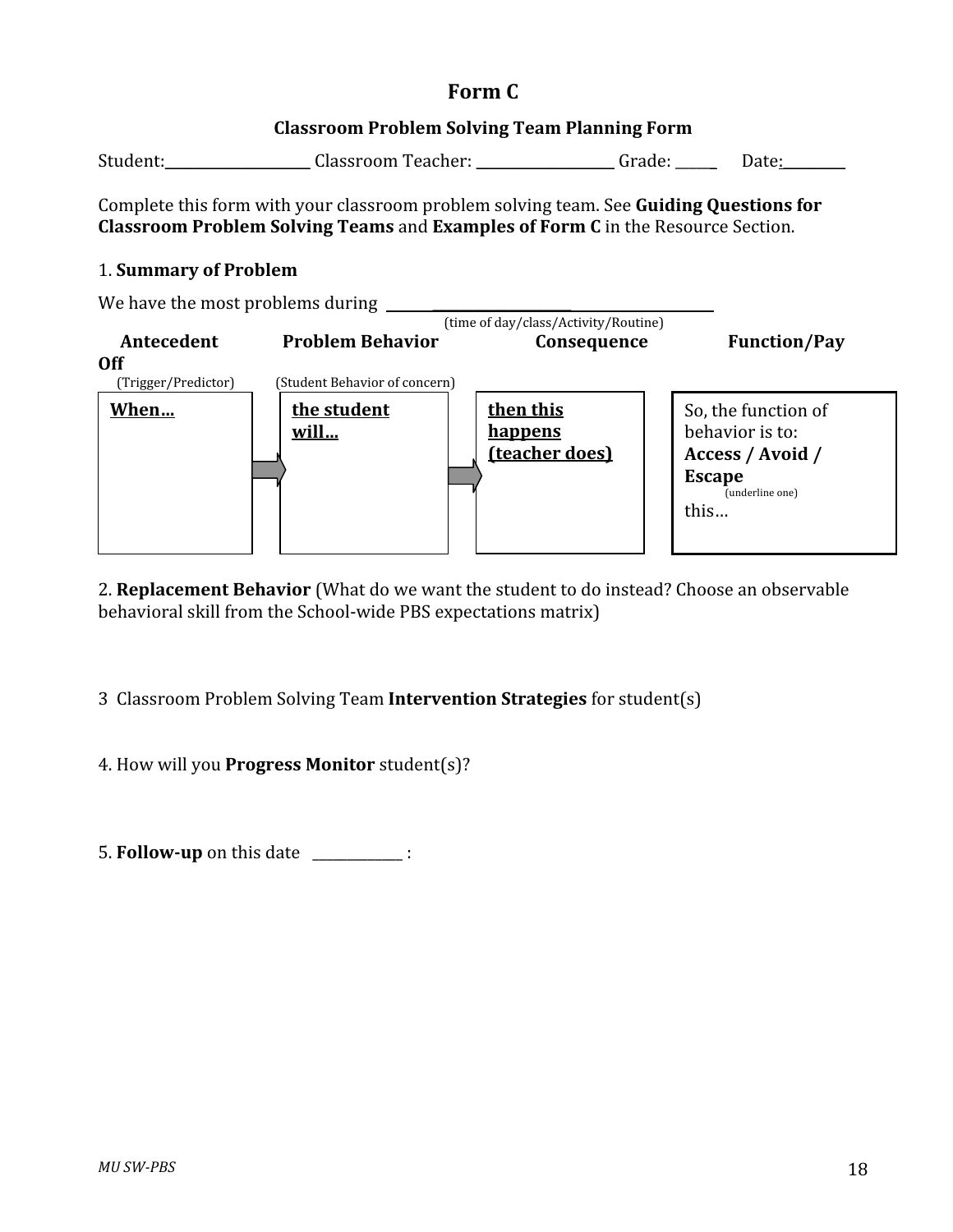# Form C

## Classroom Problem Solving Team Planning Form

Student:\_\_\_\_\_\_\_\_\_\_\_\_\_\_\_\_\_\_\_\_ Classroom Teacher: \_\_\_\_\_\_\_\_\_\_\_\_\_\_\_\_\_\_\_ Grade: \_\_\_\_\_ Date:\_\_\_\_\_\_\_\_\_

Complete this form with your classroom problem solving team. See **Guiding Questions for Classroom Problem Solving Teams** and **Examples of Form C** in the Resource Section.

1. **Summary of Problem**

We have the most problems during \_\_\_\_\_\_\_\_\_\_\_\_\_\_\_\_\_\_\_\_\_\_\_\_\_\_\_\_\_\_\_\_\_\_\_\_\_\_\_\_\_\_\_\_\_
(time of day/class/Activity/Routine)

| **Antecedent** (Trigger/Predictor) | **Problem Behavior** (Student Behavior of concern) | **Consequence** | **Function/Pay Off** |
| --- | --- | --- | --- |
| **When…** | **the student will…** | **then this happens (teacher does)** | So, the function of behavior is to: **Access / Avoid / Escape** (underline one) this… |

2. **Replacement Behavior** (What do we want the student to do instead? Choose an observable behavioral skill from the School-wide PBS expectations matrix)

3 Classroom Problem Solving Team **Intervention Strategies** for student(s)

4. How will you **Progress Monitor** student(s)?

5. **Follow-up** on this date \_\_\_\_\_\_\_\_\_\_\_\_\_ :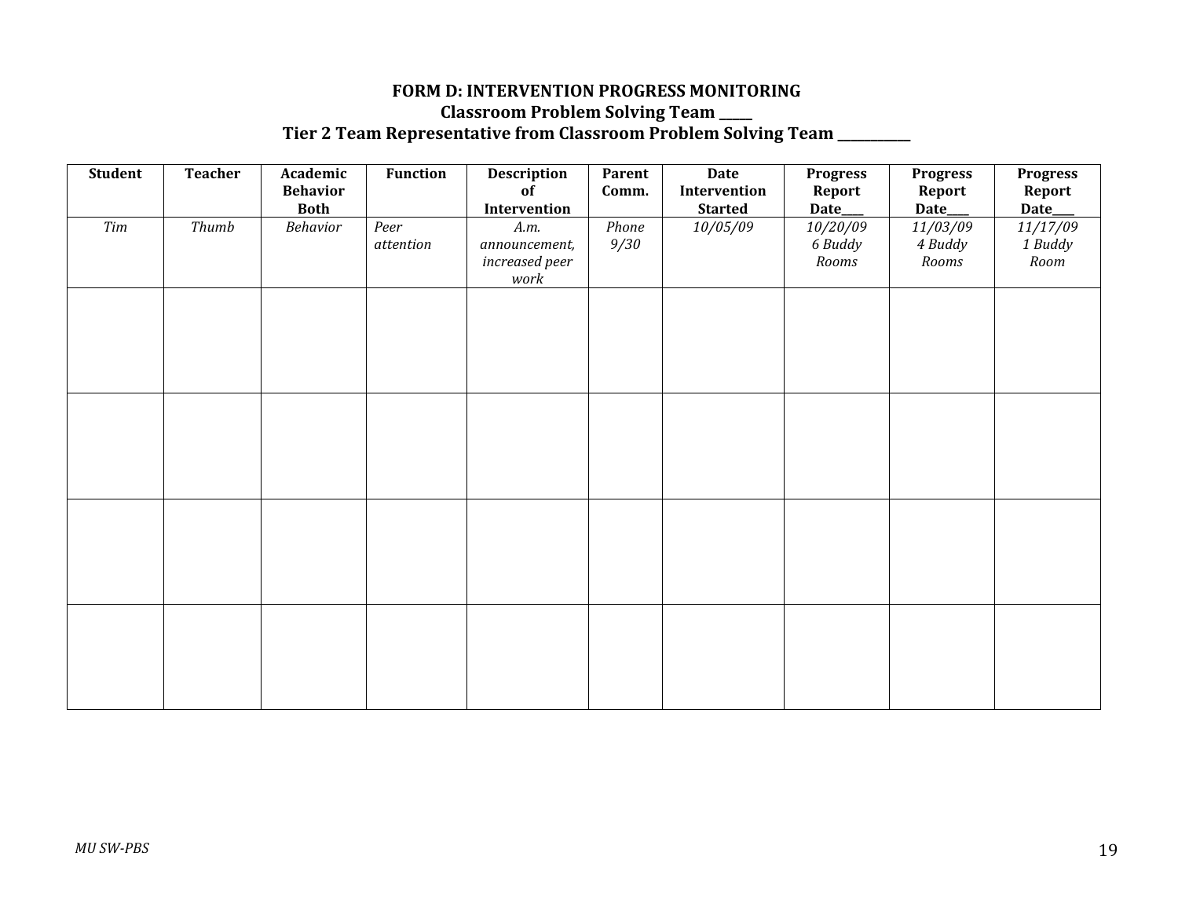**FORM D: INTERVENTION PROGRESS MONITORING**

**Classroom Problem Solving Team ____**

**Tier 2 Team Representative from Classroom Problem Solving Team __________**

| Student | Teacher | Academic Behavior Both | Function | Description of Intervention | Parent Comm. | Date Intervention Started | Progress Report Date___ | Progress Report Date___ | Progress Report Date___ |
|---|---|---|---|---|---|---|---|---|---|
| *Tim* | *Thumb* | *Behavior* | *Peer attention* | *A.m. announcement, increased peer work* | *Phone 9/30* | *10/05/09* | *10/20/09 6 Buddy Rooms* | *11/03/09 4 Buddy Rooms* | *11/17/09 1 Buddy Room* |
| | | | | | | | | | |
| | | | | | | | | | |
| | | | | | | | | | |
| | | | | | | | | | |

*MU SW-PBS*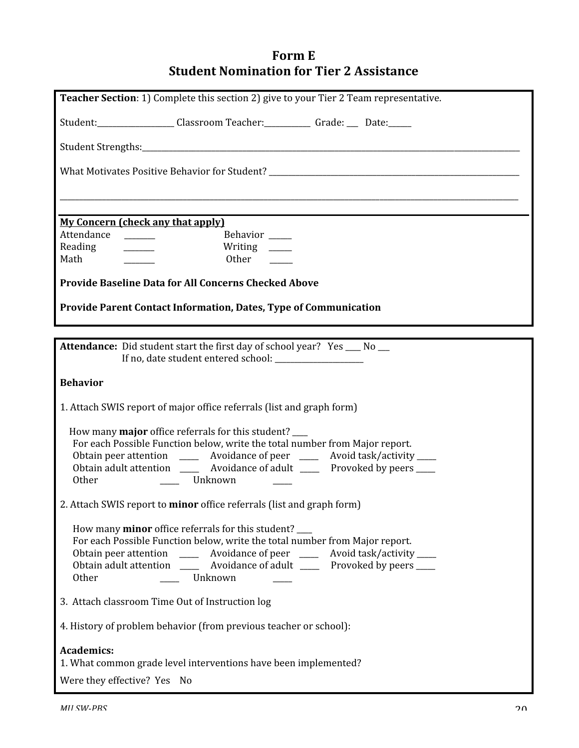# Form E
# Student Nomination for Tier 2 Assistance

**Teacher Section**: 1) Complete this section 2) give to your Tier 2 Team representative.

Student:___________________ Classroom Teacher:___________ Grade: ___ Date:_____

Student Strengths:_______________________________________________________________________________________

What Motivates Positive Behavior for Student? _______________________________________________________________

_______________________________________________________________________________________________________

**My Concern (check any that apply)**

Attendance ________ Behavior _____
Reading ________ Writing _____
Math ________ Other _____

**Provide Baseline Data for All Concerns Checked Above**

**Provide Parent Contact Information, Dates, Type of Communication**

---

**Attendance:** Did student start the first day of school year? Yes ____ No ___
If no, date student entered school: ______________________

**Behavior**

1. Attach SWIS report of major office referrals (list and graph form)

How many **major** office referrals for this student? ____
For each Possible Function below, write the total number from Major report.
Obtain peer attention _____ Avoidance of peer _____ Avoid task/activity _____
Obtain adult attention _____ Avoidance of adult _____ Provoked by peers _____
Other _____ Unknown _____

2. Attach SWIS report to **minor** office referrals (list and graph form)

How many **minor** office referrals for this student? ____
For each Possible Function below, write the total number from Major report.
Obtain peer attention _____ Avoidance of peer _____ Avoid task/activity _____
Obtain adult attention _____ Avoidance of adult _____ Provoked by peers _____
Other _____ Unknown _____

3. Attach classroom Time Out of Instruction log

4. History of problem behavior (from previous teacher or school):

**Academics:**

1. What common grade level interventions have been implemented?

Were they effective? Yes No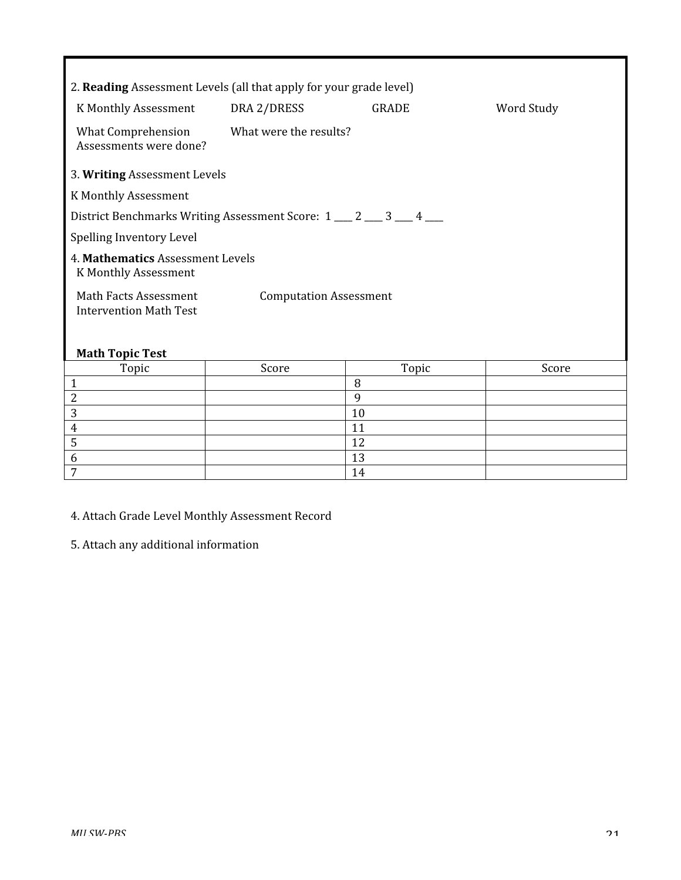2. **Reading** Assessment Levels (all that apply for your grade level)

K Monthly Assessment　　DRA 2/DRESS　　GRADE　　Word Study

What Comprehension Assessments were done?　　What were the results?

3. **Writing** Assessment Levels

K Monthly Assessment

District Benchmarks Writing Assessment Score: 1 ____ 2 ____ 3 ____ 4 ____

Spelling Inventory Level

4. **Mathematics** Assessment Levels

K Monthly Assessment

Math Facts Assessment　　Computation Assessment

Intervention Math Test

**Math Topic Test**

| Topic | Score | Topic | Score |
|---|---|---|---|
| 1 | | 8 | |
| 2 | | 9 | |
| 3 | | 10 | |
| 4 | | 11 | |
| 5 | | 12 | |
| 6 | | 13 | |
| 7 | | 14 | |

4. Attach Grade Level Monthly Assessment Record

5. Attach any additional information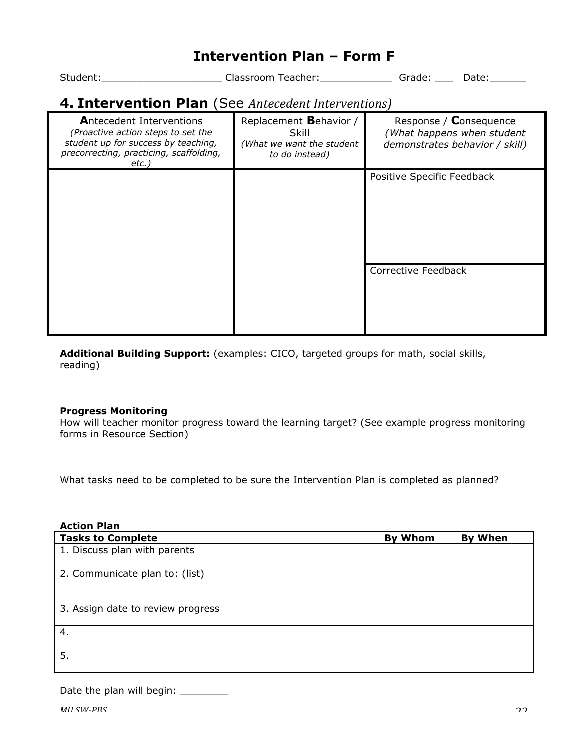# Intervention Plan – Form F

Student:____________________ Classroom Teacher:____________ Grade: ___ Date:______

## 4. Intervention Plan (See *Antecedent Interventions)*

| **A**ntecedent Interventions *(Proactive action steps to set the student up for success by teaching, precorrecting, practicing, scaffolding, etc.)* | Replacement **B**ehavior / Skill *(What we want the student to do instead)* | Response / **C**onsequence *(What happens when student demonstrates behavior / skill)* |
|---|---|---|
| | | Positive Specific Feedback |
| | | Corrective Feedback |

**Additional Building Support:** (examples: CICO, targeted groups for math, social skills, reading)

**Progress Monitoring**
How will teacher monitor progress toward the learning target? (See example progress monitoring forms in Resource Section)

What tasks need to be completed to be sure the Intervention Plan is completed as planned?

**Action Plan**

| **Tasks to Complete** | **By Whom** | **By When** |
|---|---|---|
| 1. Discuss plan with parents | | |
| 2. Communicate plan to: (list) | | |
| 3. Assign date to review progress | | |
| 4. | | |
| 5. | | |

Date the plan will begin: ________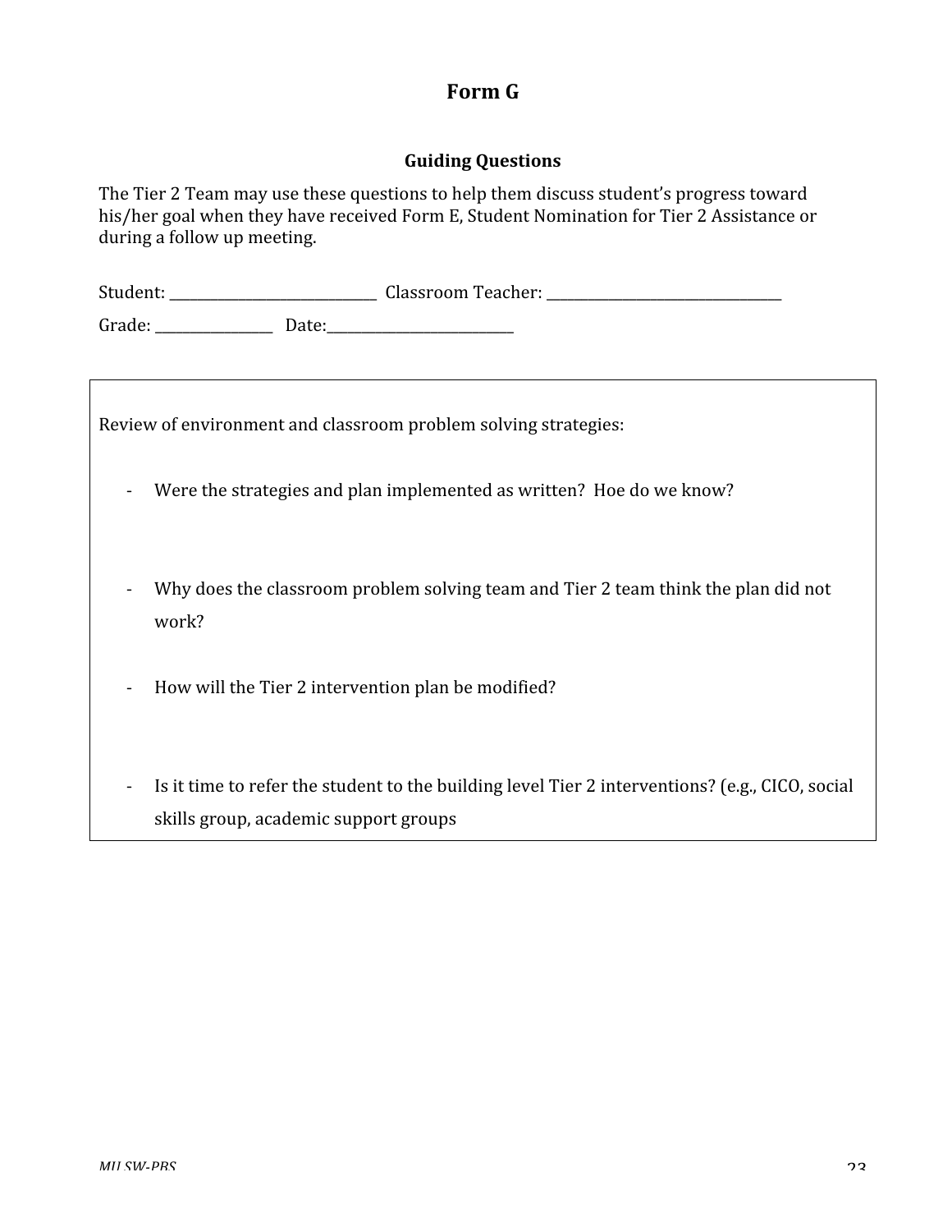# Form G

## Guiding Questions

The Tier 2 Team may use these questions to help them discuss student's progress toward his/her goal when they have received Form E, Student Nomination for Tier 2 Assistance or during a follow up meeting.

Student: ______________________________ Classroom Teacher: ________________________________

Grade: ________________ Date:__________________________

Review of environment and classroom problem solving strategies:

- Were the strategies and plan implemented as written? Hoe do we know?

- Why does the classroom problem solving team and Tier 2 team think the plan did not work?

- How will the Tier 2 intervention plan be modified?

- Is it time to refer the student to the building level Tier 2 interventions? (e.g., CICO, social skills group, academic support groups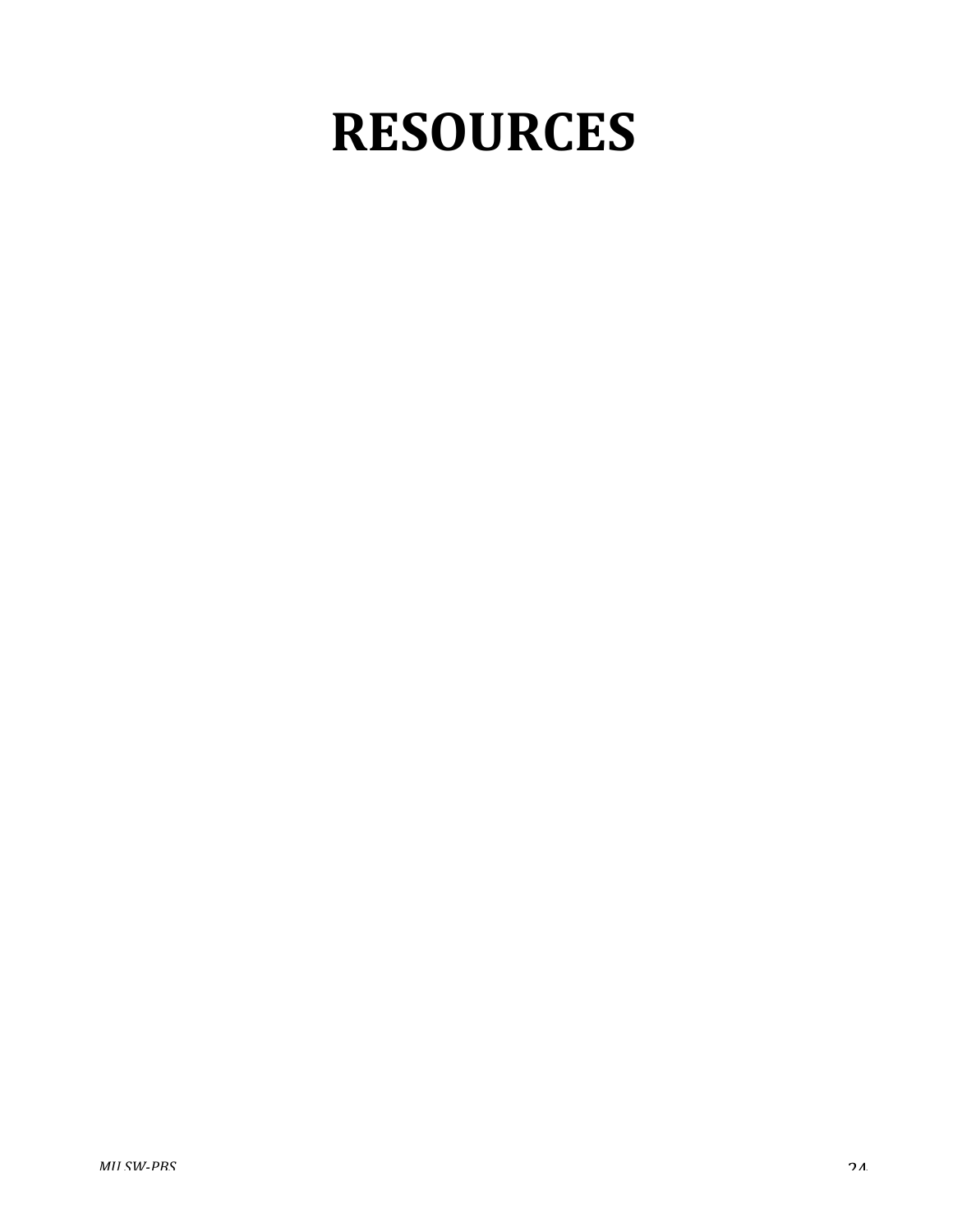# RESOURCES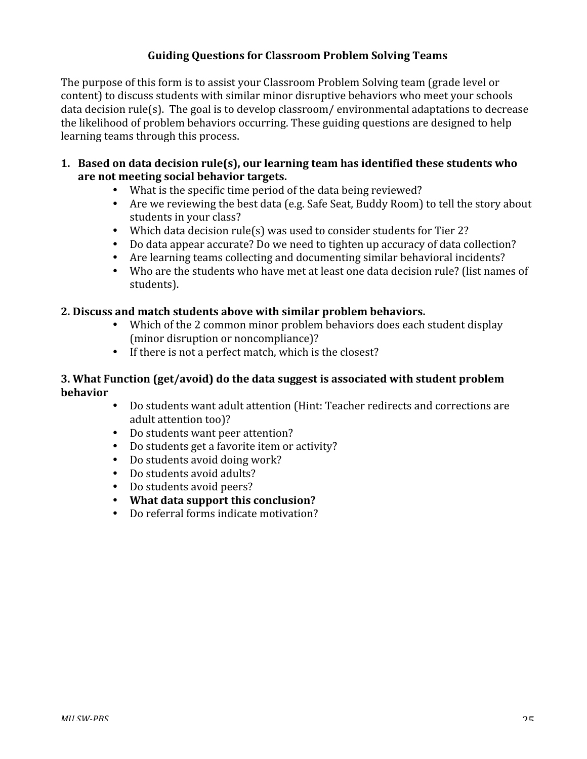## Guiding Questions for Classroom Problem Solving Teams

The purpose of this form is to assist your Classroom Problem Solving team (grade level or content) to discuss students with similar minor disruptive behaviors who meet your schools data decision rule(s). The goal is to develop classroom/ environmental adaptations to decrease the likelihood of problem behaviors occurring. These guiding questions are designed to help learning teams through this process.

### 1. Based on data decision rule(s), our learning team has identified these students who are not meeting social behavior targets.

- What is the specific time period of the data being reviewed?
- Are we reviewing the best data (e.g. Safe Seat, Buddy Room) to tell the story about students in your class?
- Which data decision rule(s) was used to consider students for Tier 2?
- Do data appear accurate? Do we need to tighten up accuracy of data collection?
- Are learning teams collecting and documenting similar behavioral incidents?
- Who are the students who have met at least one data decision rule? (list names of students).

### 2. Discuss and match students above with similar problem behaviors.

- Which of the 2 common minor problem behaviors does each student display (minor disruption or noncompliance)?
- If there is not a perfect match, which is the closest?

### 3. What Function (get/avoid) do the data suggest is associated with student problem behavior

- Do students want adult attention (Hint: Teacher redirects and corrections are adult attention too)?
- Do students want peer attention?
- Do students get a favorite item or activity?
- Do students avoid doing work?
- Do students avoid adults?
- Do students avoid peers?
- **What data support this conclusion?**
- Do referral forms indicate motivation?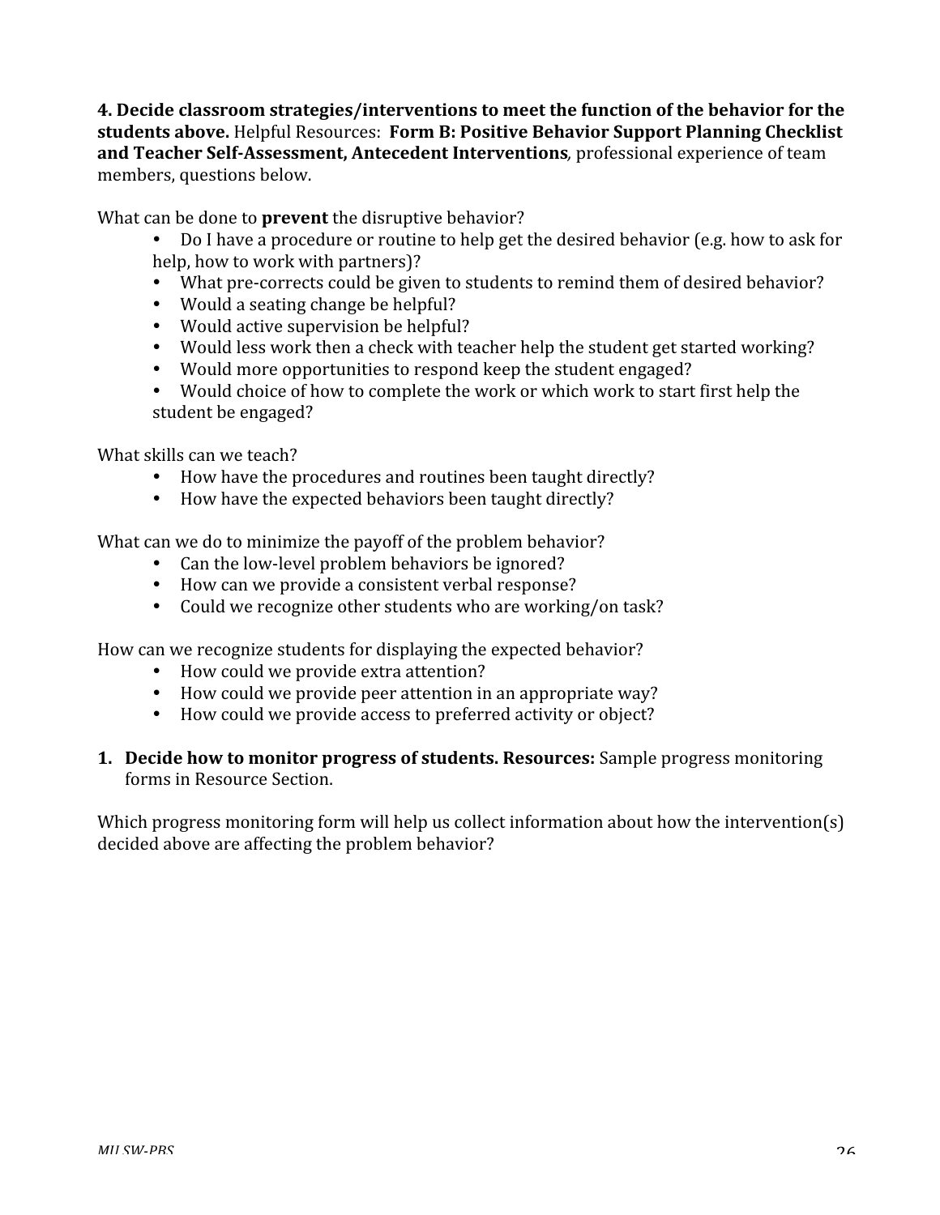**4. Decide classroom strategies/interventions to meet the function of the behavior for the students above.** Helpful Resources: **Form B: Positive Behavior Support Planning Checklist and Teacher Self-Assessment, Antecedent Interventions**, professional experience of team members, questions below.

What can be done to **prevent** the disruptive behavior?

- Do I have a procedure or routine to help get the desired behavior (e.g. how to ask for help, how to work with partners)?
- What pre-corrects could be given to students to remind them of desired behavior?
- Would a seating change be helpful?
- Would active supervision be helpful?
- Would less work then a check with teacher help the student get started working?
- Would more opportunities to respond keep the student engaged?
- Would choice of how to complete the work or which work to start first help the student be engaged?

What skills can we teach?

- How have the procedures and routines been taught directly?
- How have the expected behaviors been taught directly?

What can we do to minimize the payoff of the problem behavior?

- Can the low-level problem behaviors be ignored?
- How can we provide a consistent verbal response?
- Could we recognize other students who are working/on task?

How can we recognize students for displaying the expected behavior?

- How could we provide extra attention?
- How could we provide peer attention in an appropriate way?
- How could we provide access to preferred activity or object?

1. **Decide how to monitor progress of students. Resources:** Sample progress monitoring forms in Resource Section.

Which progress monitoring form will help us collect information about how the intervention(s) decided above are affecting the problem behavior?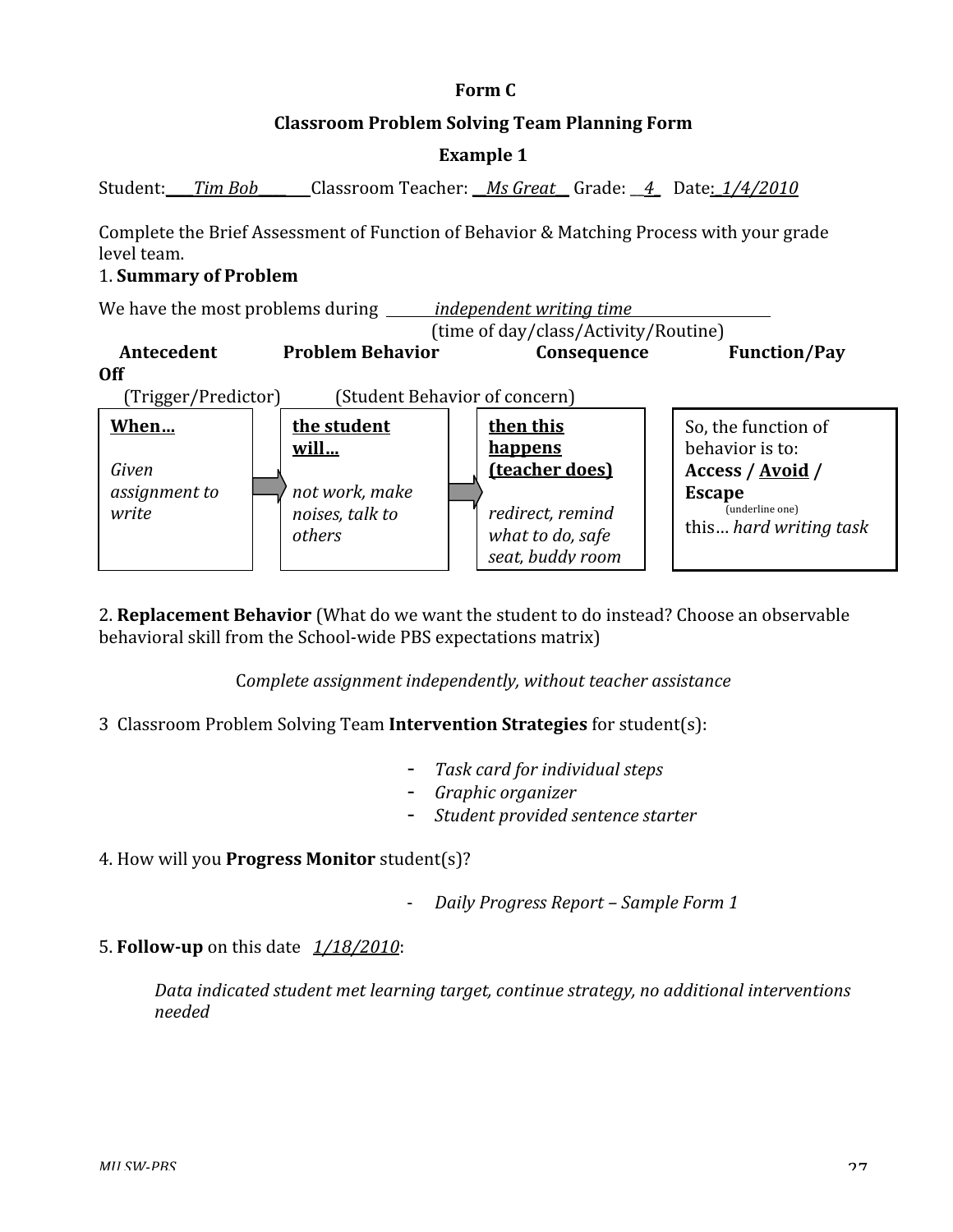**Form C**

**Classroom Problem Solving Team Planning Form**

**Example 1**

Student: *Tim Bob* Classroom Teacher: *Ms Great* Grade: *4* Date: *1/4/2010*

Complete the Brief Assessment of Function of Behavior & Matching Process with your grade level team.

1. **Summary of Problem**

We have the most problems during *independent writing time*
(time of day/class/Activity/Routine)

| **Antecedent** (Trigger/Predictor) | **Problem Behavior** (Student Behavior of concern) | **Consequence** | **Function/Pay Off** |
|---|---|---|---|
| **When…** *Given assignment to write* | **the student will…** *not work, make noises, talk to others* | **then this happens (teacher does)** *redirect, remind what to do, safe seat, buddy room* | So, the function of behavior is to: **Access / Avoid / Escape** (underline one) this… *hard writing task* |

(Underlined: Avoid)

2. **Replacement Behavior** (What do we want the student to do instead? Choose an observable behavioral skill from the School-wide PBS expectations matrix)

*Complete assignment independently, without teacher assistance*

3. Classroom Problem Solving Team **Intervention Strategies** for student(s):

- *Task card for individual steps*
- *Graphic organizer*
- *Student provided sentence starter*

4. How will you **Progress Monitor** student(s)?

- *Daily Progress Report – Sample Form 1*

5. **Follow-up** on this date *1/18/2010*:

*Data indicated student met learning target, continue strategy, no additional interventions needed*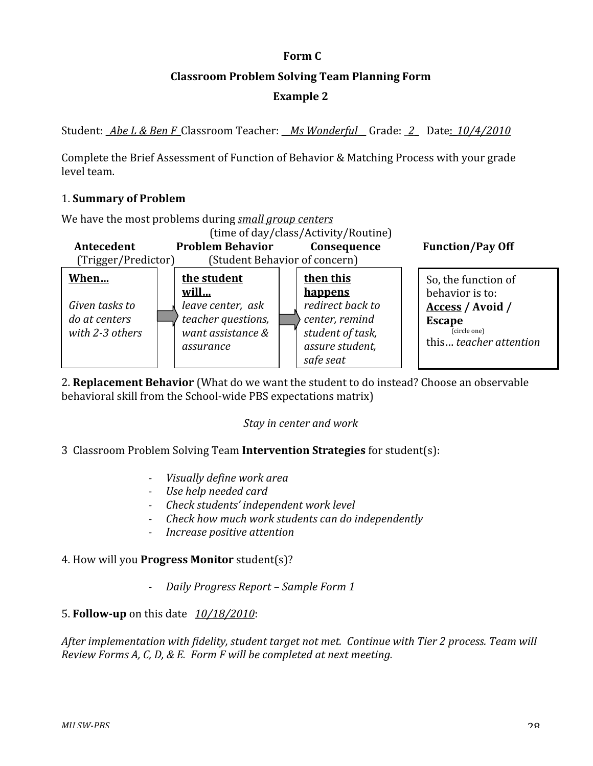**Form C**

**Classroom Problem Solving Team Planning Form**

**Example 2**

Student: _*Abe L & Ben F*_ Classroom Teacher: __*Ms Wonderful*__ Grade: _*2*_ Date: _*10/4/2010*

Complete the Brief Assessment of Function of Behavior & Matching Process with your grade level team.

1. **Summary of Problem**

We have the most problems during *small group centers*
(time of day/class/Activity/Routine)

| **Antecedent** (Trigger/Predictor) | **Problem Behavior** (Student Behavior of concern) | **Consequence** | **Function/Pay Off** |
|---|---|---|---|
| **When…** *Given tasks to do at centers with 2-3 others* | **the student will…** *leave center, ask teacher questions, want assistance & assurance* | **then this happens** *redirect back to center, remind student of task, assure student, safe seat* | So, the function of behavior is to: **Access** / **Avoid** / **Escape** (circle one) this… *teacher attention* |

2. **Replacement Behavior** (What do we want the student to do instead? Choose an observable behavioral skill from the School-wide PBS expectations matrix)

*Stay in center and work*

3 Classroom Problem Solving Team **Intervention Strategies** for student(s):

- *Visually define work area*
- *Use help needed card*
- *Check students' independent work level*
- *Check how much work students can do independently*
- *Increase positive attention*

4. How will you **Progress Monitor** student(s)?

- *Daily Progress Report – Sample Form 1*

5. **Follow-up** on this date *10/18/2010*:

*After implementation with fidelity, student target not met. Continue with Tier 2 process. Team will Review Forms A, C, D, & E. Form F will be completed at next meeting.*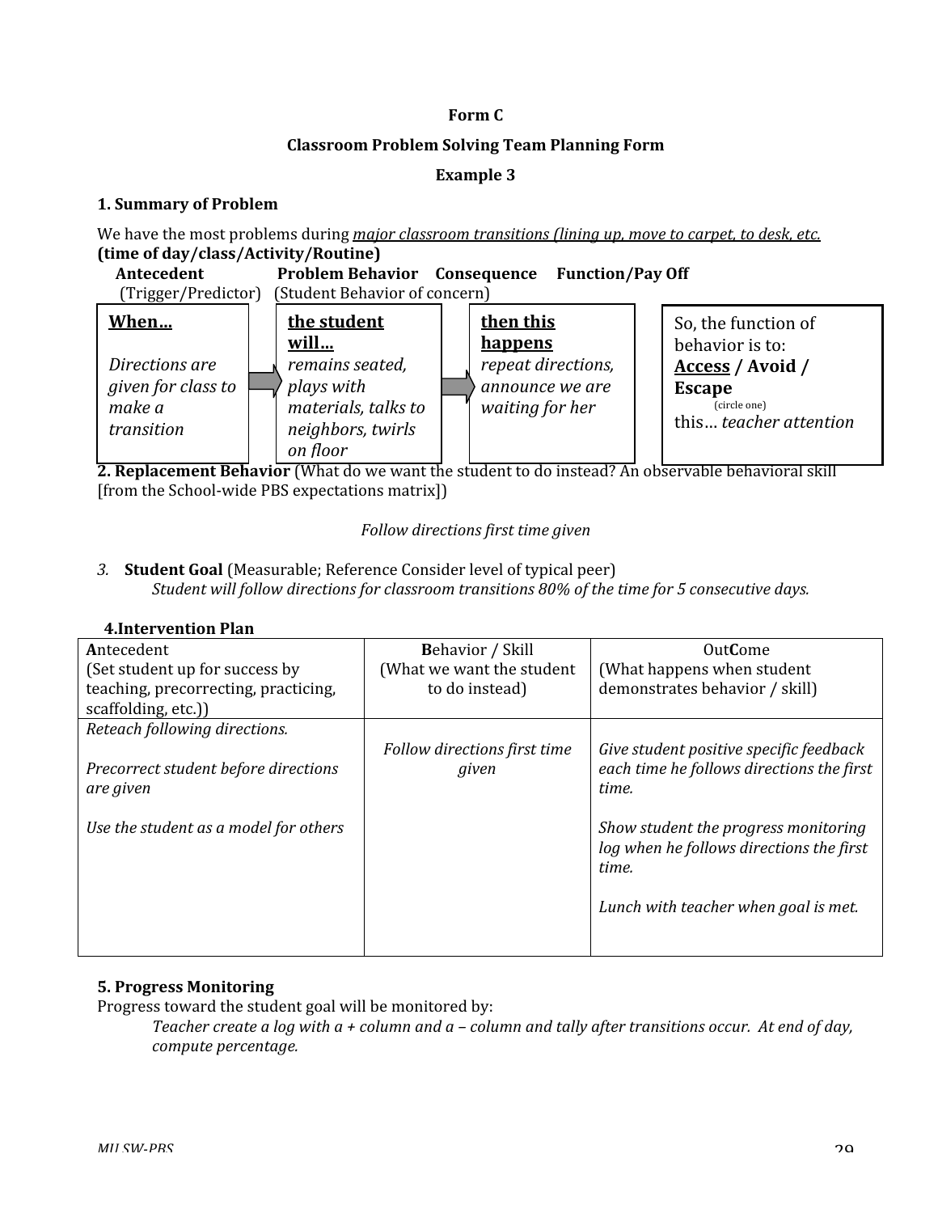**Form C**

**Classroom Problem Solving Team Planning Form**

**Example 3**

### 1. Summary of Problem

We have the most problems during *major classroom transitions (lining up, move to carpet, to desk, etc.*
**(time of day/class/Activity/Routine)**

| **Antecedent** (Trigger/Predictor) | **Problem Behavior** (Student Behavior of concern) | **Consequence** | **Function/Pay Off** |
|---|---|---|---|
| **When…** *Directions are given for class to make a transition* | **the student will…** *remains seated, plays with materials, talks to neighbors, twirls on floor* | **then this happens** *repeat directions, announce we are waiting for her* | So, the function of behavior is to: **Access** / **Avoid** / **Escape** (circle one) this… *teacher attention* |

**2. Replacement Behavior** (What do we want the student to do instead? An observable behavioral skill [from the School-wide PBS expectations matrix])

*Follow directions first time given*

3. **Student Goal** (Measurable; Reference Consider level of typical peer)
   *Student will follow directions for classroom transitions 80% of the time for 5 consecutive days.*

**4.Intervention Plan**

| **A**ntecedent (Set student up for success by teaching, precorrecting, practicing, scaffolding, etc.)) | **B**ehavior / Skill (What we want the student to do instead) | Out**C**ome (What happens when student demonstrates behavior / skill) |
|---|---|---|
| *Reteach following directions.*<br><br>*Precorrect student before directions are given*<br><br>*Use the student as a model for others* | *Follow directions first time given* | *Give student positive specific feedback each time he follows directions the first time.*<br><br>*Show student the progress monitoring log when he follows directions the first time.*<br><br>*Lunch with teacher when goal is met.* |

**5. Progress Monitoring**
Progress toward the student goal will be monitored by:
*Teacher create a log with a + column and a – column and tally after transitions occur. At end of day, compute percentage.*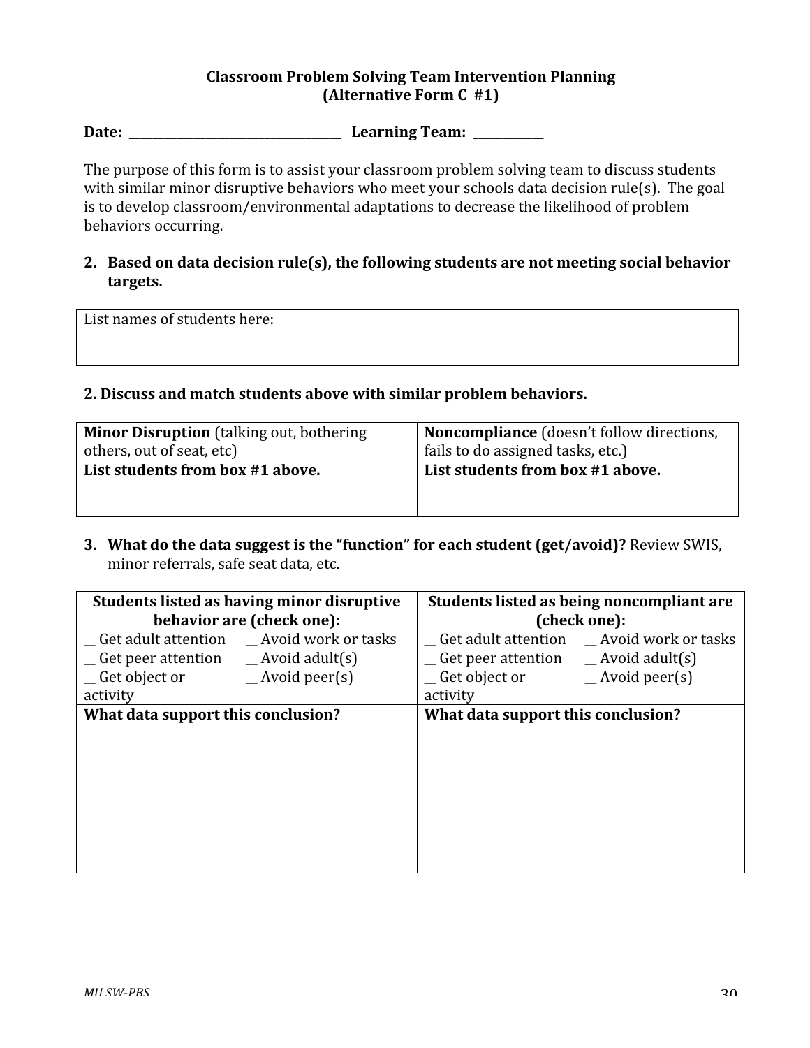**Classroom Problem Solving Team Intervention Planning**
**(Alternative Form C #1)**

**Date:** ______________________________ **Learning Team:** __________

The purpose of this form is to assist your classroom problem solving team to discuss students with similar minor disruptive behaviors who meet your schools data decision rule(s). The goal is to develop classroom/environmental adaptations to decrease the likelihood of problem behaviors occurring.

**2. Based on data decision rule(s), the following students are not meeting social behavior targets.**

| List names of students here: |
|---|
| |

**2. Discuss and match students above with similar problem behaviors.**

| **Minor Disruption** (talking out, bothering others, out of seat, etc) | **Noncompliance** (doesn't follow directions, fails to do assigned tasks, etc.) |
|---|---|
| **List students from box #1 above.** | **List students from box #1 above.** |

**3. What do the data suggest is the "function" for each student (get/avoid)?** Review SWIS, minor referrals, safe seat data, etc.

| **Students listed as having minor disruptive behavior are (check one):** | **Students listed as being noncompliant are (check one):** |
|---|---|
| __ Get adult attention __ Avoid work or tasks<br>__ Get peer attention __ Avoid adult(s)<br>__ Get object or activity __ Avoid peer(s) | __ Get adult attention __ Avoid work or tasks<br>__ Get peer attention __ Avoid adult(s)<br>__ Get object or activity __ Avoid peer(s) |
| **What data support this conclusion?** | **What data support this conclusion?** |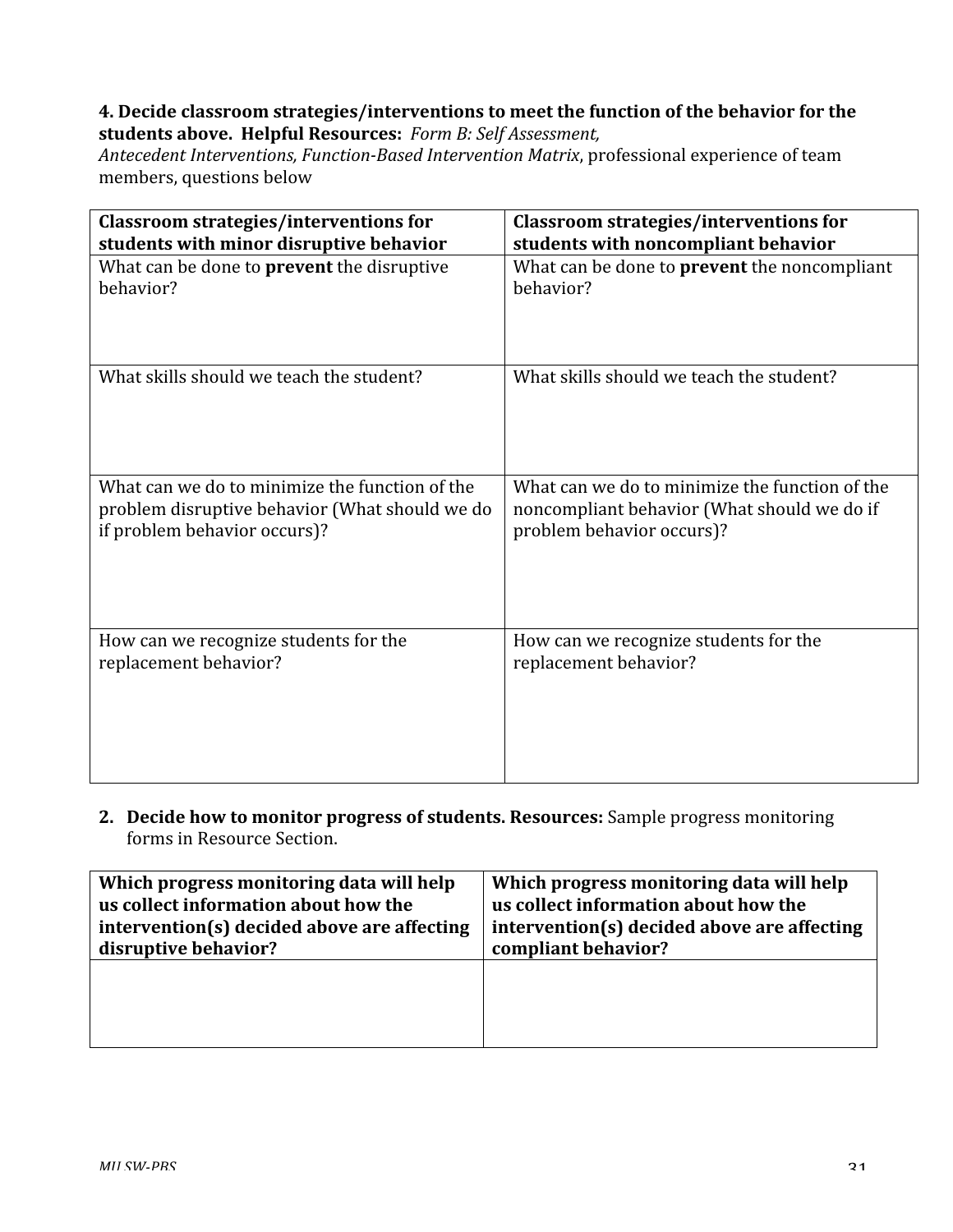**4. Decide classroom strategies/interventions to meet the function of the behavior for the students above. Helpful Resources:** *Form B: Self Assessment, Antecedent Interventions, Function-Based Intervention Matrix*, professional experience of team members, questions below

| **Classroom strategies/interventions for students with minor disruptive behavior** | **Classroom strategies/interventions for students with noncompliant behavior** |
|---|---|
| What can be done to **prevent** the disruptive behavior? | What can be done to **prevent** the noncompliant behavior? |
| What skills should we teach the student? | What skills should we teach the student? |
| What can we do to minimize the function of the problem disruptive behavior (What should we do if problem behavior occurs)? | What can we do to minimize the function of the noncompliant behavior (What should we do if problem behavior occurs)? |
| How can we recognize students for the replacement behavior? | How can we recognize students for the replacement behavior? |

2. **Decide how to monitor progress of students. Resources:** Sample progress monitoring forms in Resource Section.

| **Which progress monitoring data will help us collect information about how the intervention(s) decided above are affecting disruptive behavior?** | **Which progress monitoring data will help us collect information about how the intervention(s) decided above are affecting compliant behavior?** |
|---|---|
| | |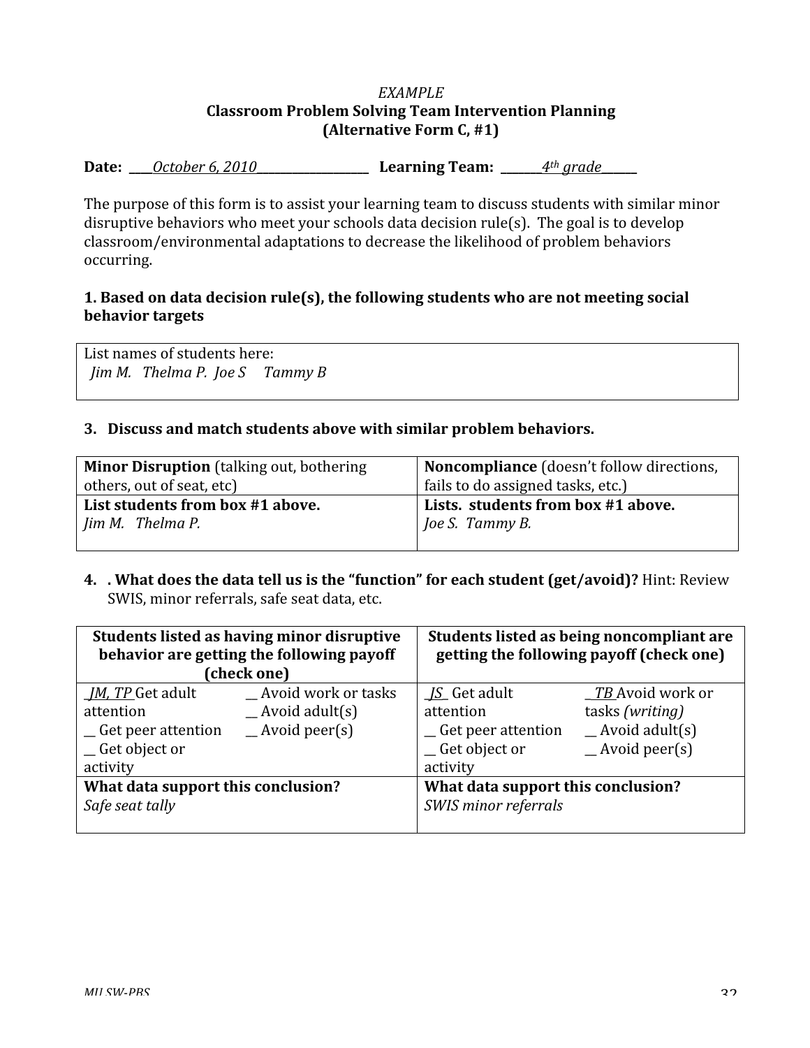*EXAMPLE*

**Classroom Problem Solving Team Intervention Planning**
**(Alternative Form C, #1)**

**Date:** ____*October 6, 2010*__________________ **Learning Team:** _______*4th grade*______

The purpose of this form is to assist your learning team to discuss students with similar minor disruptive behaviors who meet your schools data decision rule(s). The goal is to develop classroom/environmental adaptations to decrease the likelihood of problem behaviors occurring.

**1. Based on data decision rule(s), the following students who are not meeting social behavior targets**

| List names of students here: *Jim M. Thelma P. Joe S Tammy B* |
|---|

**3. Discuss and match students above with similar problem behaviors.**

| **Minor Disruption** (talking out, bothering others, out of seat, etc) | **Noncompliance** (doesn't follow directions, fails to do assigned tasks, etc.) |
|---|---|
| **List students from box #1 above.** *Jim M. Thelma P.* | **Lists. students from box #1 above.** *Joe S. Tammy B.* |

**4. . What does the data tell us is the "function" for each student (get/avoid)?** Hint: Review SWIS, minor referrals, safe seat data, etc.

| **Students listed as having minor disruptive behavior are getting the following payoff (check one)** | | **Students listed as being noncompliant are getting the following payoff (check one)** | |
|---|---|---|---|
| _*JM, TP* Get adult attention<br>__ Get peer attention<br>__ Get object or activity | __ Avoid work or tasks<br>__ Avoid adult(s)<br>__ Avoid peer(s) | _*JS*_ Get adult attention<br>__ Get peer attention<br>__ Get object or activity | _*TB* Avoid work or tasks *(writing)*<br>__ Avoid adult(s)<br>__ Avoid peer(s) |
| **What data support this conclusion?** *Safe seat tally* | | **What data support this conclusion?** *SWIS minor referrals* | |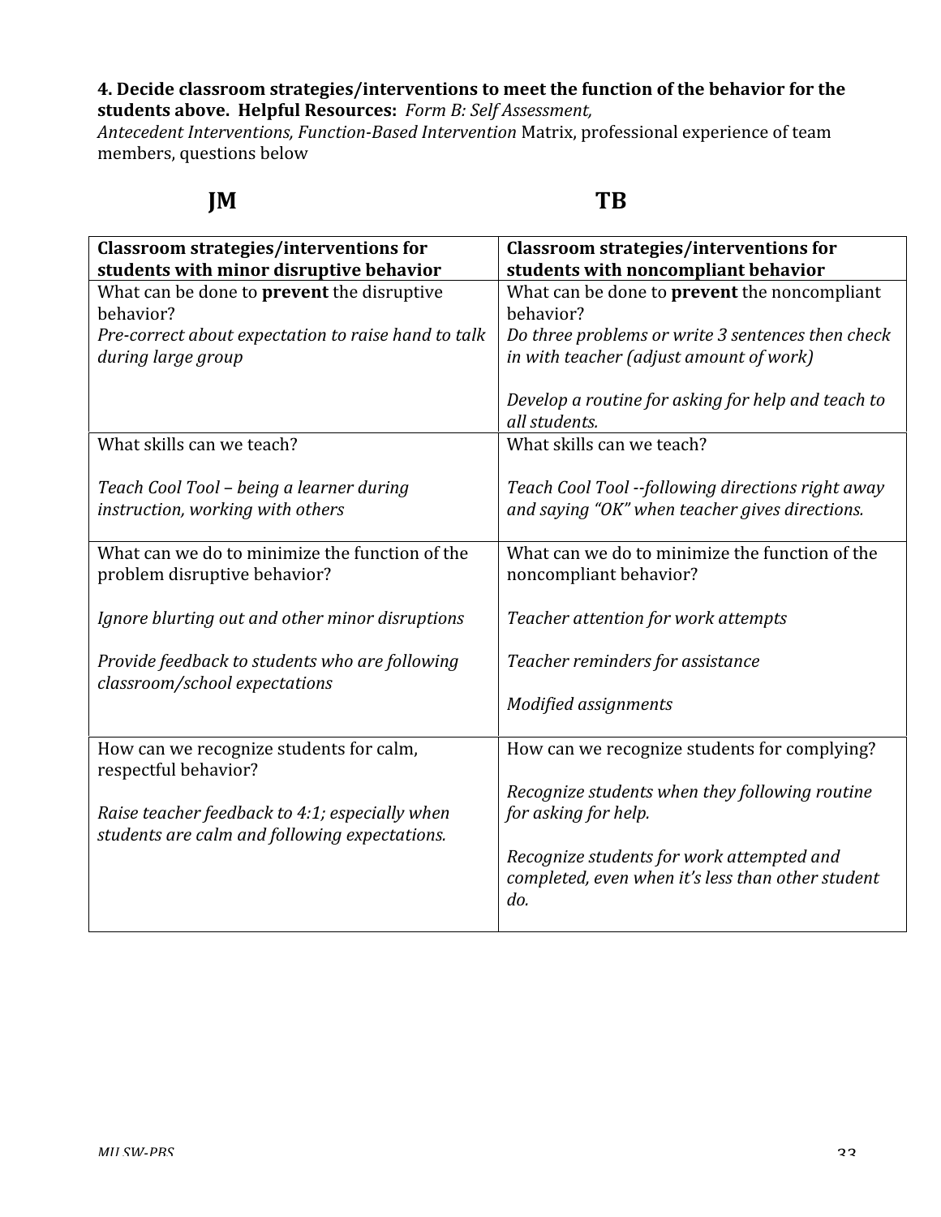**4. Decide classroom strategies/interventions to meet the function of the behavior for the students above. Helpful Resources:** *Form B: Self Assessment, Antecedent Interventions, Function-Based Intervention* Matrix, professional experience of team members, questions below

| **JM** | **TB** |
|---|---|
| **Classroom strategies/interventions for students with minor disruptive behavior** | **Classroom strategies/interventions for students with noncompliant behavior** |
| What can be done to **prevent** the disruptive behavior?<br>*Pre-correct about expectation to raise hand to talk during large group* | What can be done to **prevent** the noncompliant behavior?<br>*Do three problems or write 3 sentences then check in with teacher (adjust amount of work)*<br><br>*Develop a routine for asking for help and teach to all students.* |
| What skills can we teach?<br><br>*Teach Cool Tool – being a learner during instruction, working with others* | What skills can we teach?<br><br>*Teach Cool Tool --following directions right away and saying "OK" when teacher gives directions.* |
| What can we do to minimize the function of the problem disruptive behavior?<br><br>*Ignore blurting out and other minor disruptions*<br><br>*Provide feedback to students who are following classroom/school expectations* | What can we do to minimize the function of the noncompliant behavior?<br><br>*Teacher attention for work attempts*<br><br>*Teacher reminders for assistance*<br><br>*Modified assignments* |
| How can we recognize students for calm, respectful behavior?<br><br>*Raise teacher feedback to 4:1; especially when students are calm and following expectations.* | How can we recognize students for complying?<br><br>*Recognize students when they following routine for asking for help.*<br><br>*Recognize students for work attempted and completed, even when it's less than other student do.* |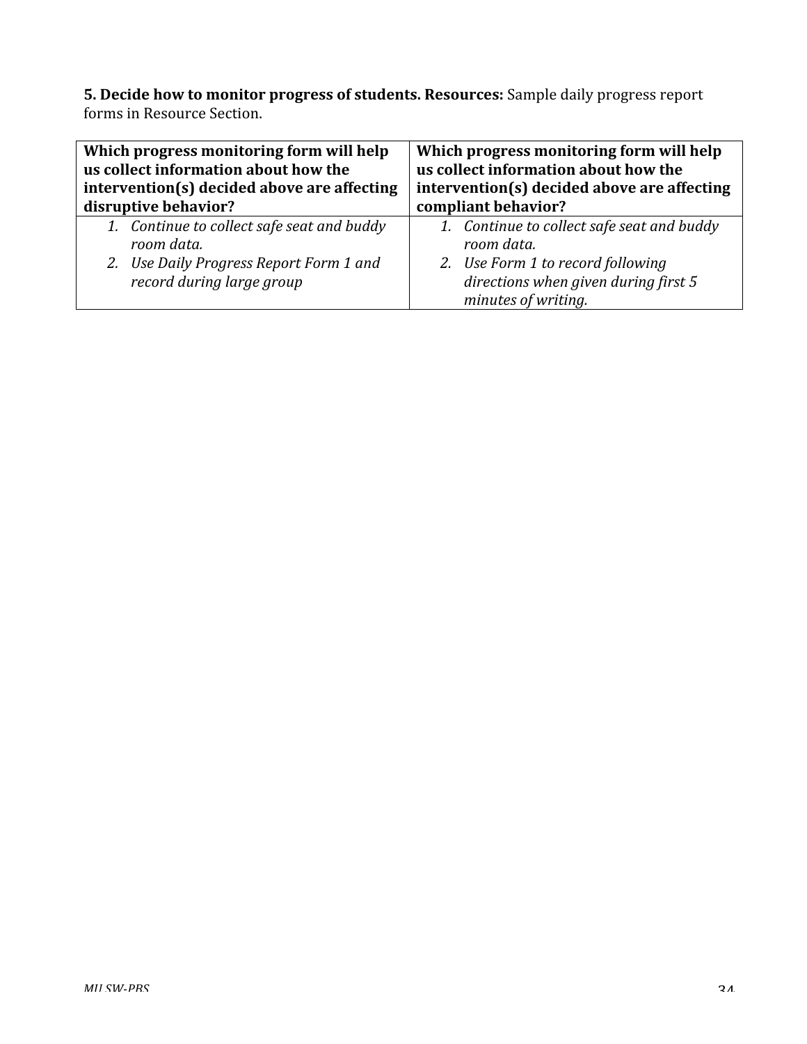**5. Decide how to monitor progress of students. Resources:** Sample daily progress report forms in Resource Section.

| **Which progress monitoring form will help us collect information about how the intervention(s) decided above are affecting disruptive behavior?** | **Which progress monitoring form will help us collect information about how the intervention(s) decided above are affecting compliant behavior?** |
|---|---|
| 1. *Continue to collect safe seat and buddy room data.*<br>2. *Use Daily Progress Report Form 1 and record during large group* | 1. *Continue to collect safe seat and buddy room data.*<br>2. *Use Form 1 to record following directions when given during first 5 minutes of writing.* |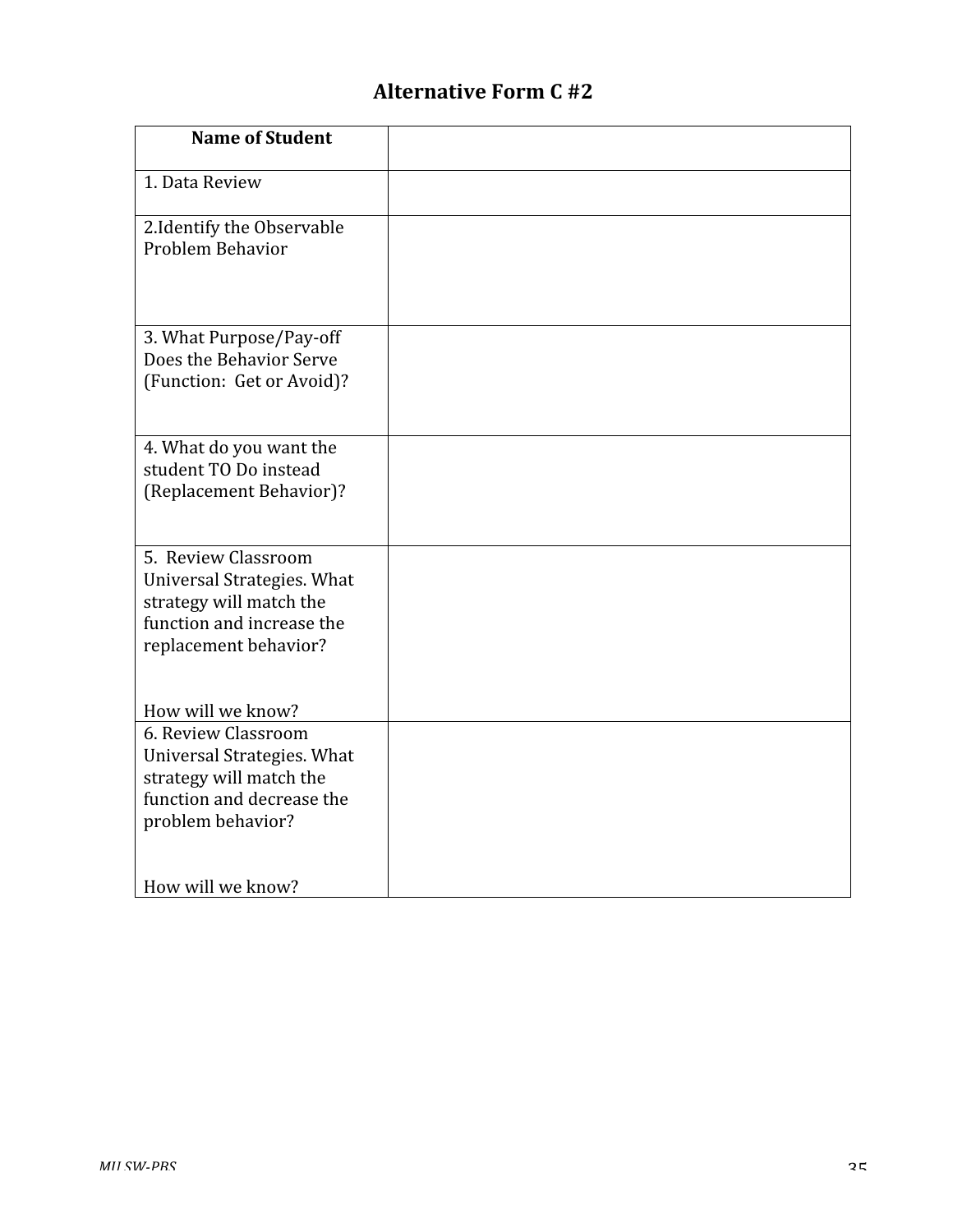# Alternative Form C #2

| Name of Student | |
|---|---|
| 1. Data Review | |
| 2.Identify the Observable Problem Behavior | |
| 3. What Purpose/Pay-off Does the Behavior Serve (Function: Get or Avoid)? | |
| 4. What do you want the student TO Do instead (Replacement Behavior)? | |
| 5. Review Classroom Universal Strategies. What strategy will match the function and increase the replacement behavior?<br><br>How will we know? | |
| 6. Review Classroom Universal Strategies. What strategy will match the function and decrease the problem behavior?<br><br>How will we know? | |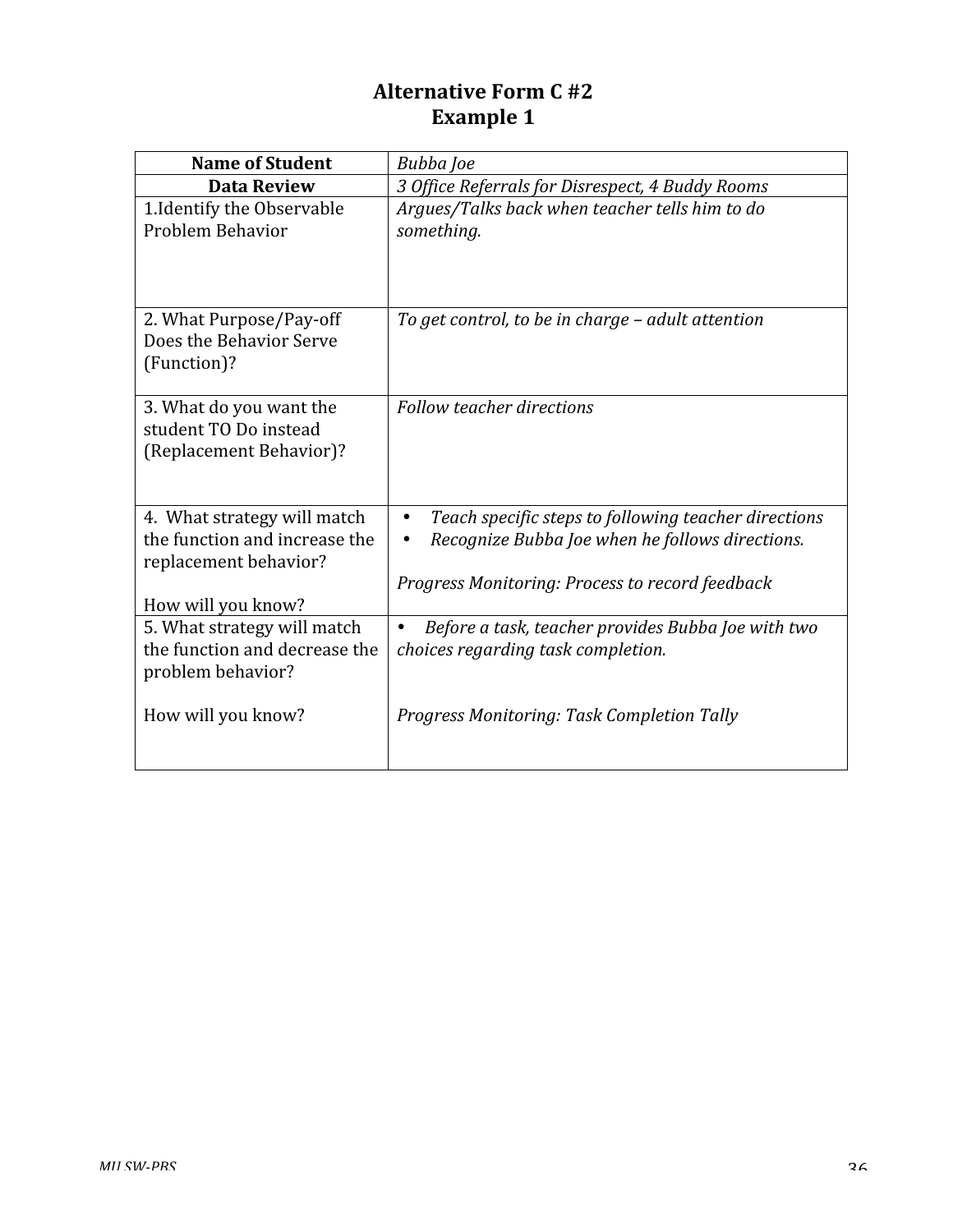# Alternative Form C #2
## Example 1

| Name of Student | *Bubba Joe* |
| --- | --- |
| **Data Review** | *3 Office Referrals for Disrespect, 4 Buddy Rooms* |
| 1.Identify the Observable Problem Behavior | *Argues/Talks back when teacher tells him to do something.* |
| 2. What Purpose/Pay-off Does the Behavior Serve (Function)? | *To get control, to be in charge – adult attention* |
| 3. What do you want the student TO Do instead (Replacement Behavior)? | *Follow teacher directions* |
| 4. What strategy will match the function and increase the replacement behavior?<br><br>How will you know? | • *Teach specific steps to following teacher directions*<br>• *Recognize Bubba Joe when he follows directions.*<br><br>*Progress Monitoring: Process to record feedback* |
| 5. What strategy will match the function and decrease the problem behavior?<br><br>How will you know? | • *Before a task, teacher provides Bubba Joe with two choices regarding task completion.*<br><br>*Progress Monitoring: Task Completion Tally* |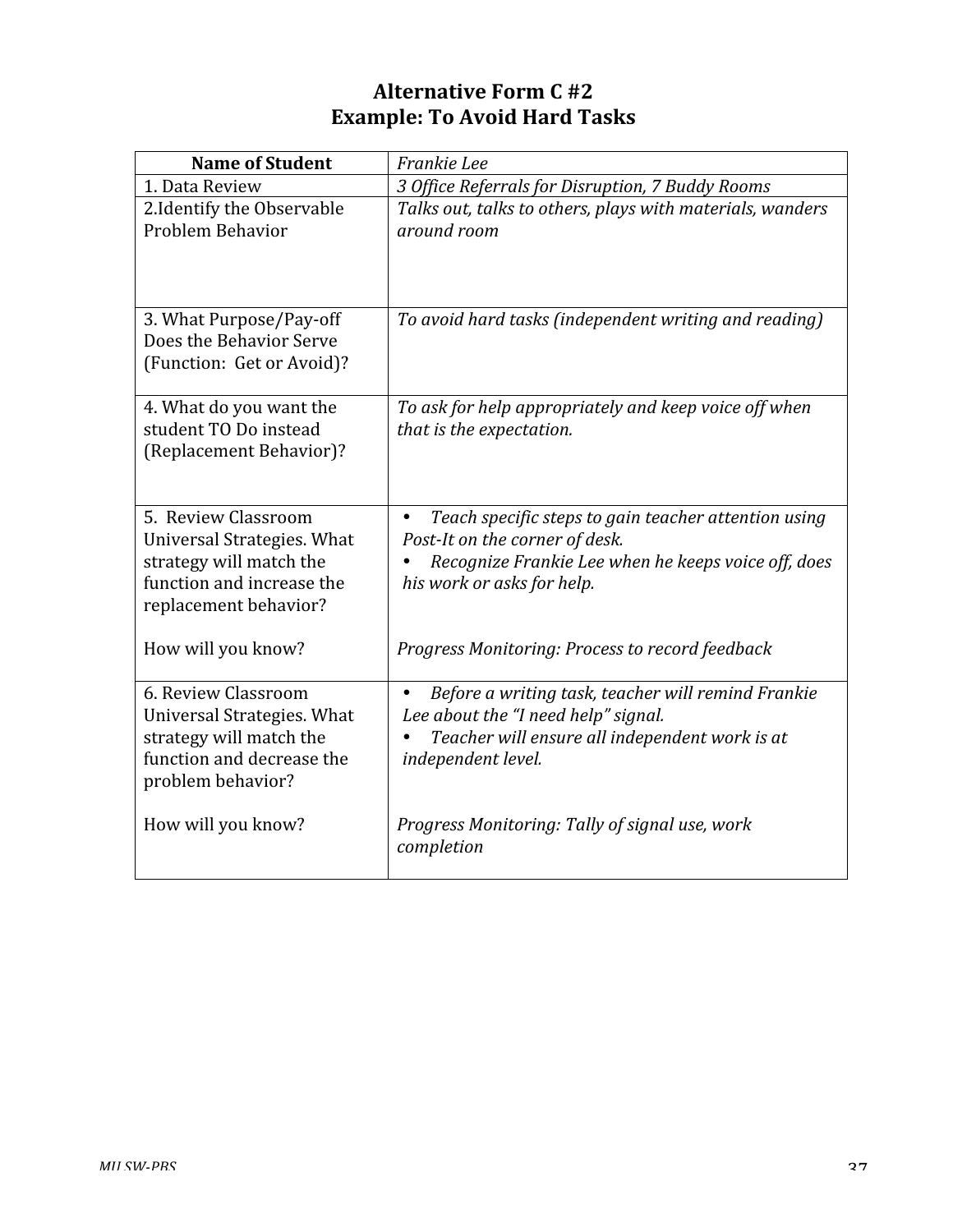# Alternative Form C #2
# Example: To Avoid Hard Tasks

| **Name of Student** | *Frankie Lee* |
|---|---|
| 1. Data Review | *3 Office Referrals for Disruption, 7 Buddy Rooms* |
| 2.Identify the Observable Problem Behavior | *Talks out, talks to others, plays with materials, wanders around room* |
| 3. What Purpose/Pay-off Does the Behavior Serve (Function: Get or Avoid)? | *To avoid hard tasks (independent writing and reading)* |
| 4. What do you want the student TO Do instead (Replacement Behavior)? | *To ask for help appropriately and keep voice off when that is the expectation.* |
| 5. Review Classroom Universal Strategies. What strategy will match the function and increase the replacement behavior?<br><br>How will you know? | • *Teach specific steps to gain teacher attention using Post-It on the corner of desk.*<br>• *Recognize Frankie Lee when he keeps voice off, does his work or asks for help.*<br><br>*Progress Monitoring: Process to record feedback* |
| 6. Review Classroom Universal Strategies. What strategy will match the function and decrease the problem behavior?<br><br>How will you know? | • *Before a writing task, teacher will remind Frankie Lee about the "I need help" signal.*<br>• *Teacher will ensure all independent work is at independent level.*<br><br>*Progress Monitoring: Tally of signal use, work completion* |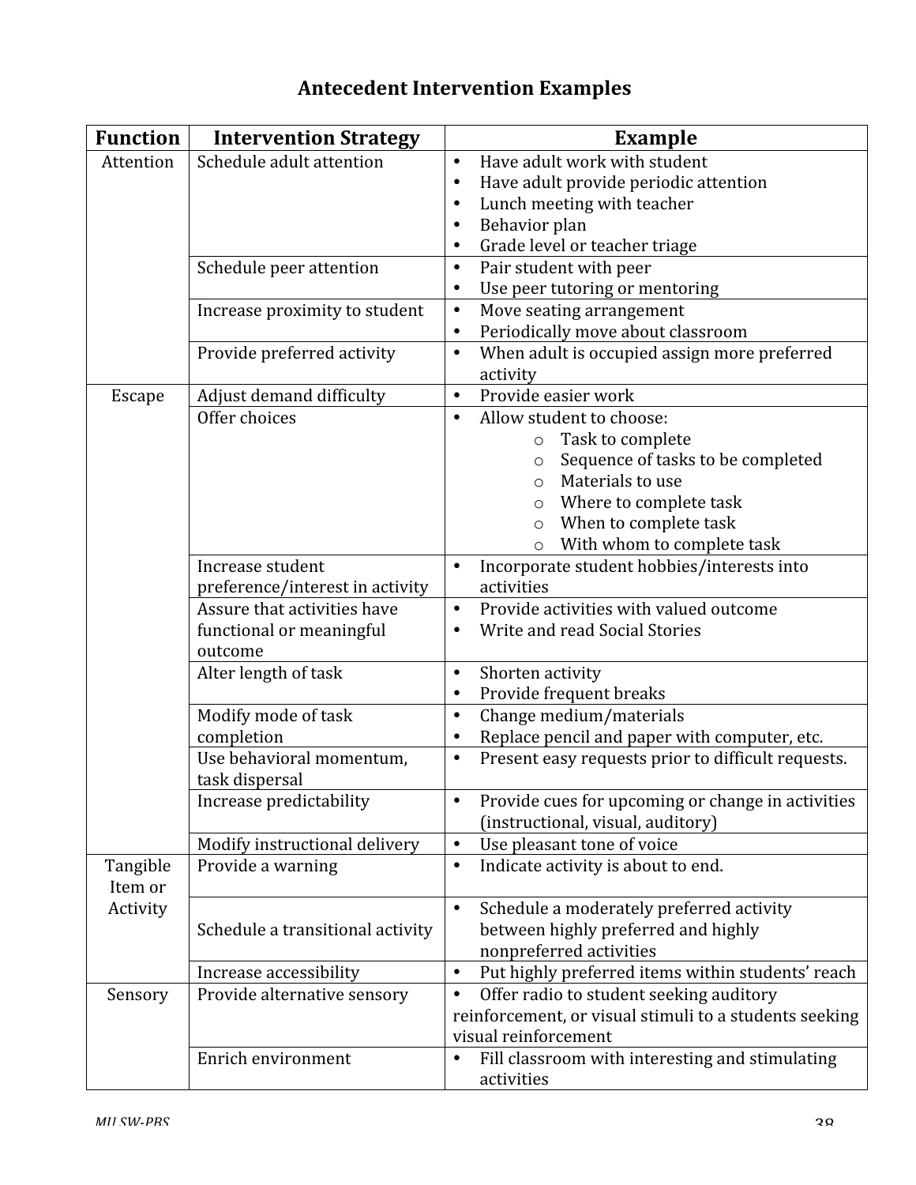# Antecedent Intervention Examples

| Function | Intervention Strategy | Example |
|---|---|---|
| Attention | Schedule adult attention | • Have adult work with student<br>• Have adult provide periodic attention<br>• Lunch meeting with teacher<br>• Behavior plan<br>• Grade level or teacher triage |
| | Schedule peer attention | • Pair student with peer<br>• Use peer tutoring or mentoring |
| | Increase proximity to student | • Move seating arrangement<br>• Periodically move about classroom |
| | Provide preferred activity | • When adult is occupied assign more preferred activity |
| Escape | Adjust demand difficulty | • Provide easier work |
| | Offer choices | • Allow student to choose:<br>&nbsp;&nbsp;&nbsp;&nbsp;o Task to complete<br>&nbsp;&nbsp;&nbsp;&nbsp;o Sequence of tasks to be completed<br>&nbsp;&nbsp;&nbsp;&nbsp;o Materials to use<br>&nbsp;&nbsp;&nbsp;&nbsp;o Where to complete task<br>&nbsp;&nbsp;&nbsp;&nbsp;o When to complete task<br>&nbsp;&nbsp;&nbsp;&nbsp;o With whom to complete task |
| | Increase student preference/interest in activity | • Incorporate student hobbies/interests into activities |
| | Assure that activities have functional or meaningful outcome | • Provide activities with valued outcome<br>• Write and read Social Stories |
| | Alter length of task | • Shorten activity<br>• Provide frequent breaks |
| | Modify mode of task completion | • Change medium/materials<br>• Replace pencil and paper with computer, etc. |
| | Use behavioral momentum, task dispersal | • Present easy requests prior to difficult requests. |
| | Increase predictability | • Provide cues for upcoming or change in activities (instructional, visual, auditory) |
| | Modify instructional delivery | • Use pleasant tone of voice |
| Tangible Item or Activity | Provide a warning | • Indicate activity is about to end. |
| | Schedule a transitional activity | • Schedule a moderately preferred activity between highly preferred and highly nonpreferred activities |
| | Increase accessibility | • Put highly preferred items within students' reach |
| Sensory | Provide alternative sensory | • Offer radio to student seeking auditory reinforcement, or visual stimuli to a students seeking visual reinforcement |
| | Enrich environment | • Fill classroom with interesting and stimulating activities |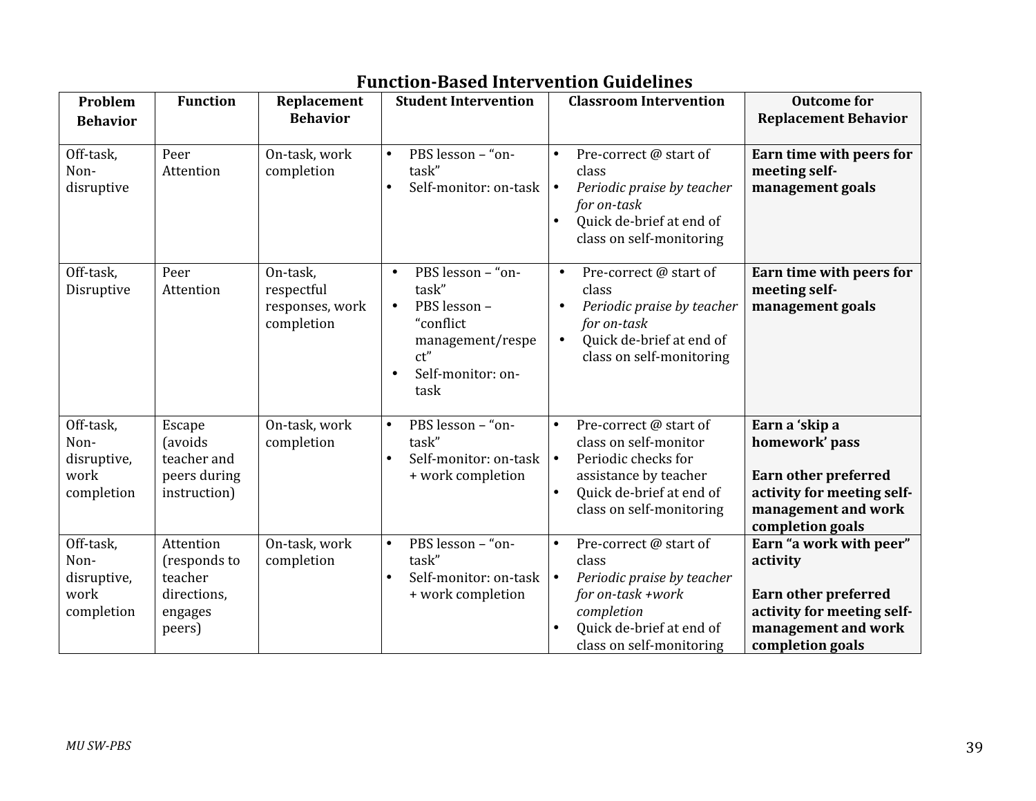## Function-Based Intervention Guidelines

| Problem Behavior | Function | Replacement Behavior | Student Intervention | Classroom Intervention | Outcome for Replacement Behavior |
|---|---|---|---|---|---|
| Off-task, Non-disruptive | Peer Attention | On-task, work completion | • PBS lesson – "on-task"<br>• Self-monitor: on-task | • Pre-correct @ start of class<br>• *Periodic praise by teacher for on-task*<br>• Quick de-brief at end of class on self-monitoring | **Earn time with peers for meeting self-management goals** |
| Off-task, Disruptive | Peer Attention | On-task, respectful responses, work completion | • PBS lesson – "on-task"<br>• PBS lesson – "conflict management/respect"<br>• Self-monitor: on-task | • Pre-correct @ start of class<br>• *Periodic praise by teacher for on-task*<br>• Quick de-brief at end of class on self-monitoring | **Earn time with peers for meeting self-management goals** |
| Off-task, Non-disruptive, work completion | Escape (avoids teacher and peers during instruction) | On-task, work completion | • PBS lesson – "on-task"<br>• Self-monitor: on-task + work completion | • Pre-correct @ start of class on self-monitor<br>• Periodic checks for assistance by teacher<br>• Quick de-brief at end of class on self-monitoring | **Earn a 'skip a homework' pass**<br><br>**Earn other preferred activity for meeting self-management and work completion goals** |
| Off-task, Non-disruptive, work completion | Attention (responds to teacher directions, engages peers) | On-task, work completion | • PBS lesson – "on-task"<br>• Self-monitor: on-task + work completion | • Pre-correct @ start of class<br>• *Periodic praise by teacher for on-task +work completion*<br>• Quick de-brief at end of class on self-monitoring | **Earn "a work with peer" activity**<br><br>**Earn other preferred activity for meeting self-management and work completion goals** |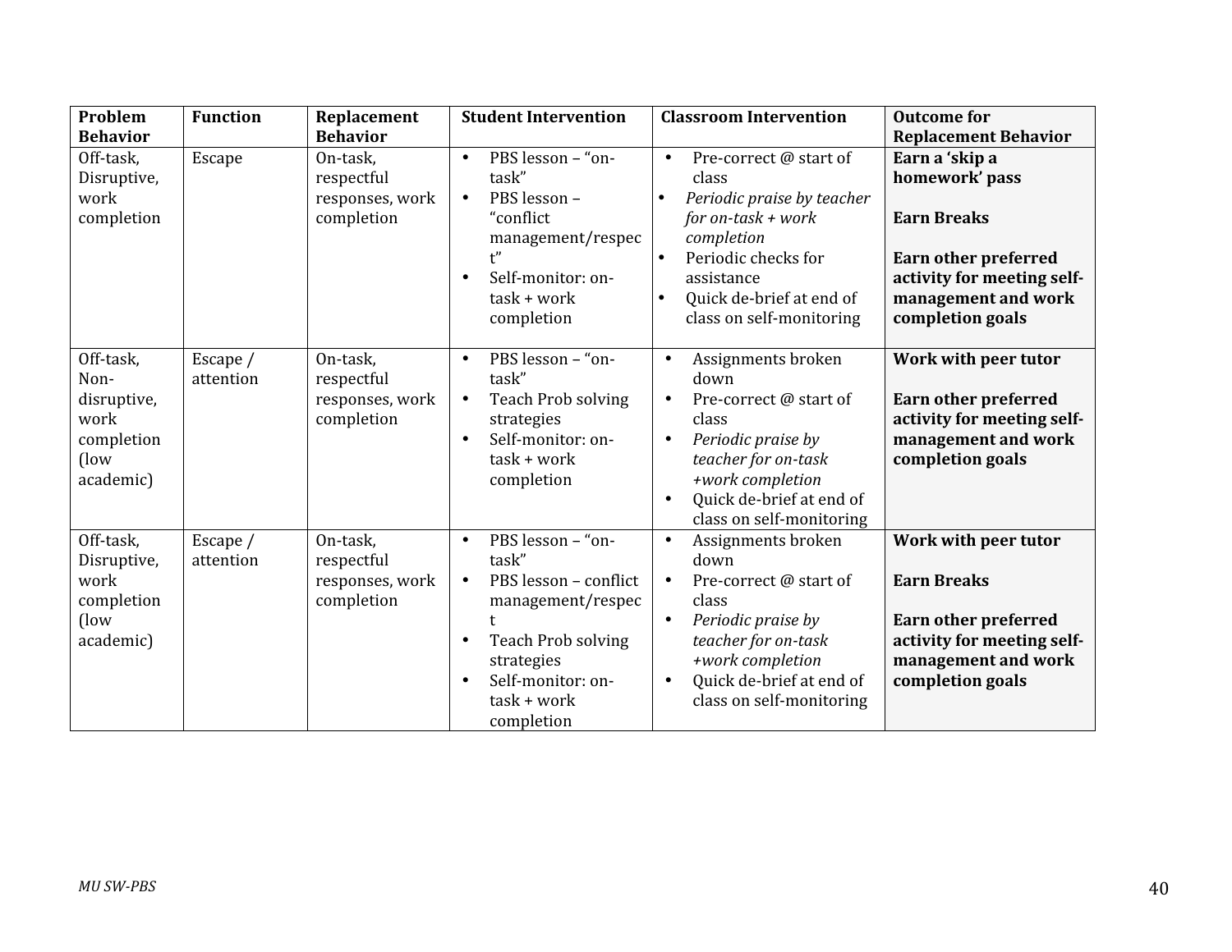| Problem Behavior | Function | Replacement Behavior | Student Intervention | Classroom Intervention | Outcome for Replacement Behavior |
|---|---|---|---|---|---|
| Off-task, Disruptive, work completion | Escape | On-task, respectful responses, work completion | • PBS lesson – "on-task"<br>• PBS lesson – "conflict management/respect"<br>• Self-monitor: on-task + work completion | • Pre-correct @ start of class<br>• *Periodic praise by teacher for on-task + work completion*<br>• Periodic checks for assistance<br>• Quick de-brief at end of class on self-monitoring | **Earn a 'skip a homework' pass**<br><br>**Earn Breaks**<br><br>**Earn other preferred activity for meeting self-management and work completion goals** |
| Off-task, Non-disruptive, work completion (low academic) | Escape / attention | On-task, respectful responses, work completion | • PBS lesson – "on-task"<br>• Teach Prob solving strategies<br>• Self-monitor: on-task + work completion | • Assignments broken down<br>• Pre-correct @ start of class<br>• *Periodic praise by teacher for on-task +work completion*<br>• Quick de-brief at end of class on self-monitoring | **Work with peer tutor**<br><br>**Earn other preferred activity for meeting self-management and work completion goals** |
| Off-task, Disruptive, work completion (low academic) | Escape / attention | On-task, respectful responses, work completion | • PBS lesson – "on-task"<br>• PBS lesson – conflict management/respect<br>• Teach Prob solving strategies<br>• Self-monitor: on-task + work completion | • Assignments broken down<br>• Pre-correct @ start of class<br>• *Periodic praise by teacher for on-task +work completion*<br>• Quick de-brief at end of class on self-monitoring | **Work with peer tutor**<br><br>**Earn Breaks**<br><br>**Earn other preferred activity for meeting self-management and work completion goals** |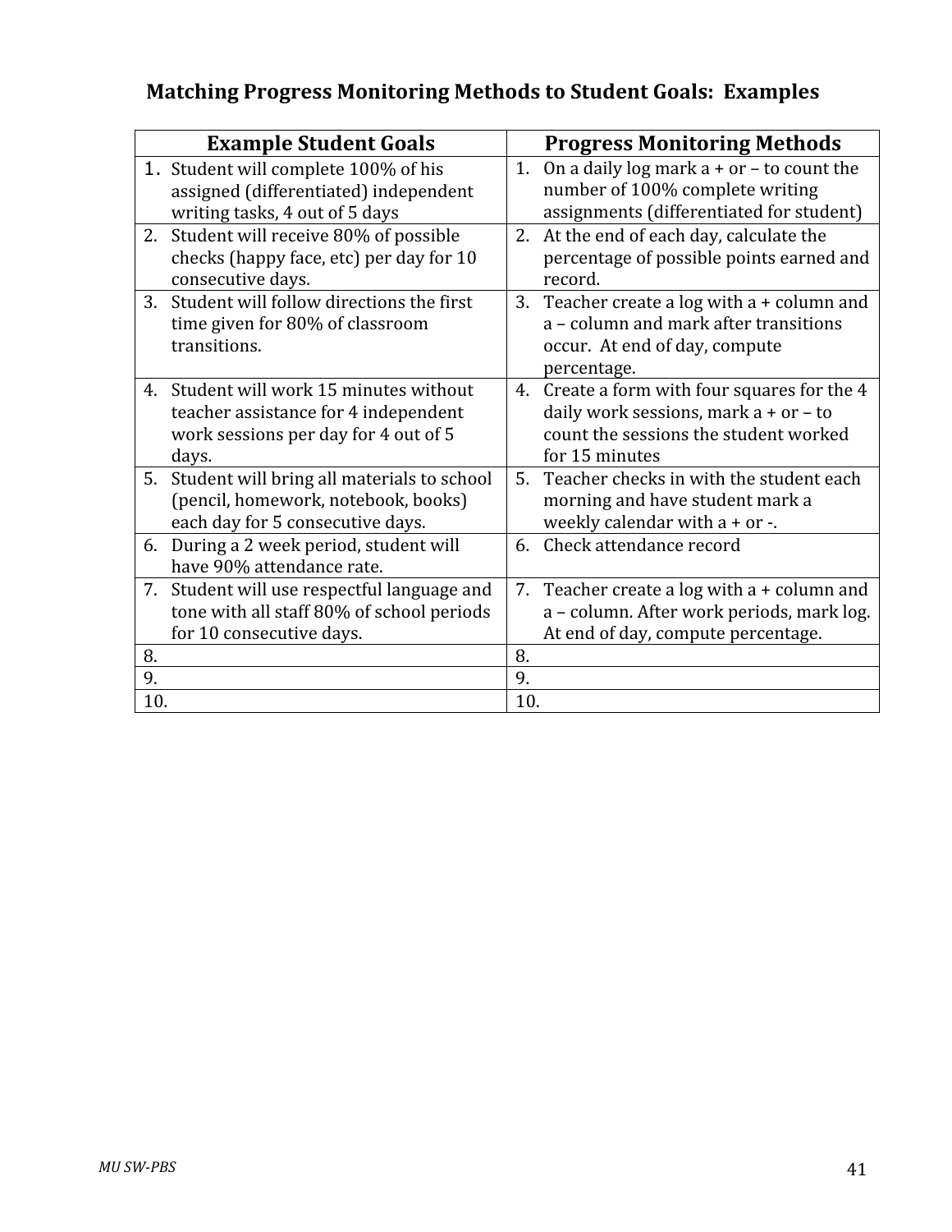## Matching Progress Monitoring Methods to Student Goals: Examples

| Example Student Goals | Progress Monitoring Methods |
|---|---|
| 1. Student will complete 100% of his assigned (differentiated) independent writing tasks, 4 out of 5 days | 1. On a daily log mark a + or – to count the number of 100% complete writing assignments (differentiated for student) |
| 2. Student will receive 80% of possible checks (happy face, etc) per day for 10 consecutive days. | 2. At the end of each day, calculate the percentage of possible points earned and record. |
| 3. Student will follow directions the first time given for 80% of classroom transitions. | 3. Teacher create a log with a + column and a – column and mark after transitions occur. At end of day, compute percentage. |
| 4. Student will work 15 minutes without teacher assistance for 4 independent work sessions per day for 4 out of 5 days. | 4. Create a form with four squares for the 4 daily work sessions, mark a + or – to count the sessions the student worked for 15 minutes |
| 5. Student will bring all materials to school (pencil, homework, notebook, books) each day for 5 consecutive days. | 5. Teacher checks in with the student each morning and have student mark a weekly calendar with a + or -. |
| 6. During a 2 week period, student will have 90% attendance rate. | 6. Check attendance record |
| 7. Student will use respectful language and tone with all staff 80% of school periods for 10 consecutive days. | 7. Teacher create a log with a + column and a – column. After work periods, mark log. At end of day, compute percentage. |
| 8. | 8. |
| 9. | 9. |
| 10. | 10. |